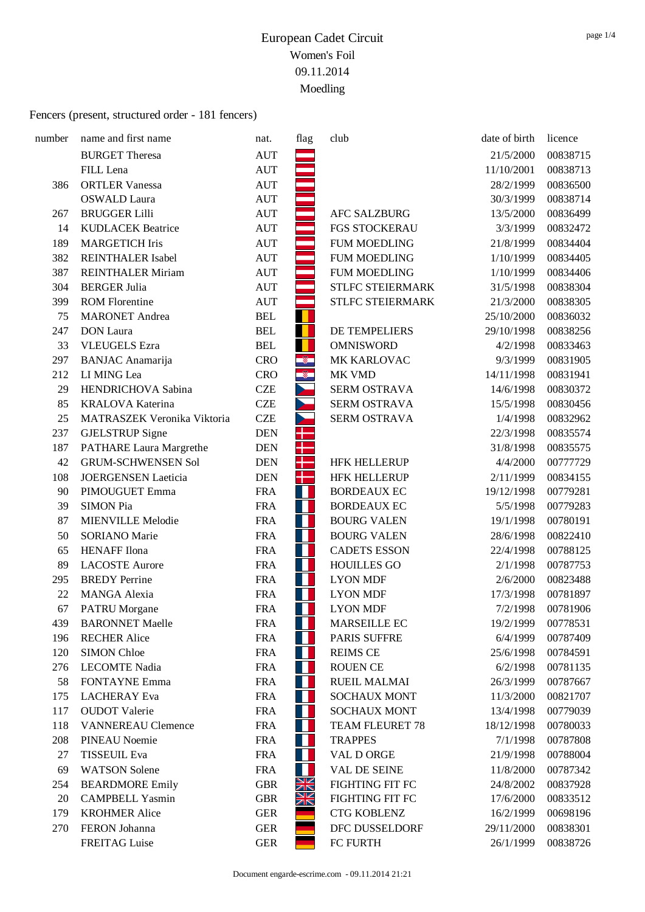# European Cadet Circuit

Women's Foil

09.11.2014

Moedling

Fencers (present, structured order - 181 fencers)

| number | name and first name | nat. | flag | club | date of birth | licence |
|---|---|---|---|---|---|---|
| | BURGET Theresa | AUT | | | 21/5/2000 | 00838715 |
| | FILL Lena | AUT | | | 11/10/2001 | 00838713 |
| 386 | ORTLER Vanessa | AUT | | | 28/2/1999 | 00836500 |
| | OSWALD Laura | AUT | | | 30/3/1999 | 00838714 |
| 267 | BRUGGER Lilli | AUT | | AFC SALZBURG | 13/5/2000 | 00836499 |
| 14 | KUDLACEK Beatrice | AUT | | FGS STOCKERAU | 3/3/1999 | 00832472 |
| 189 | MARGETICH Iris | AUT | | FUM MOEDLING | 21/8/1999 | 00834404 |
| 382 | REINTHALER Isabel | AUT | | FUM MOEDLING | 1/10/1999 | 00834405 |
| 387 | REINTHALER Miriam | AUT | | FUM MOEDLING | 1/10/1999 | 00834406 |
| 304 | BERGER Julia | AUT | | STLFC STEIERMARK | 31/5/1998 | 00838304 |
| 399 | ROM Florentine | AUT | | STLFC STEIERMARK | 21/3/2000 | 00838305 |
| 75 | MARONET Andrea | BEL | | | 25/10/2000 | 00836032 |
| 247 | DON Laura | BEL | | DE TEMPELIERS | 29/10/1998 | 00838256 |
| 33 | VLEUGELS Ezra | BEL | | OMNISWORD | 4/2/1998 | 00833463 |
| 297 | BANJAC Anamarija | CRO | | MK KARLOVAC | 9/3/1999 | 00831905 |
| 212 | LI MING Lea | CRO | | MK VMD | 14/11/1998 | 00831941 |
| 29 | HENDRICHOVA Sabina | CZE | | SERM OSTRAVA | 14/6/1998 | 00830372 |
| 85 | KRALOVA Katerina | CZE | | SERM OSTRAVA | 15/5/1998 | 00830456 |
| 25 | MATRASZEK Veronika Viktoria | CZE | | SERM OSTRAVA | 1/4/1998 | 00832962 |
| 237 | GJELSTRUP Signe | DEN | | | 22/3/1998 | 00835574 |
| 187 | PATHARE Laura Margrethe | DEN | | | 31/8/1998 | 00835575 |
| 42 | GRUM-SCHWENSEN Sol | DEN | | HFK HELLERUP | 4/4/2000 | 00777729 |
| 108 | JOERGENSEN Laeticia | DEN | | HFK HELLERUP | 2/11/1999 | 00834155 |
| 90 | PIMOUGUET Emma | FRA | | BORDEAUX EC | 19/12/1998 | 00779281 |
| 39 | SIMON Pia | FRA | | BORDEAUX EC | 5/5/1998 | 00779283 |
| 87 | MIENVILLE Melodie | FRA | | BOURG VALEN | 19/1/1998 | 00780191 |
| 50 | SORIANO Marie | FRA | | BOURG VALEN | 28/6/1998 | 00822410 |
| 65 | HENAFF Ilona | FRA | | CADETS ESSON | 22/4/1998 | 00788125 |
| 89 | LACOSTE Aurore | FRA | | HOUILLES GO | 2/1/1998 | 00787753 |
| 295 | BREDY Perrine | FRA | | LYON MDF | 2/6/2000 | 00823488 |
| 22 | MANGA Alexia | FRA | | LYON MDF | 17/3/1998 | 00781897 |
| 67 | PATRU Morgane | FRA | | LYON MDF | 7/2/1998 | 00781906 |
| 439 | BARONNET Maelle | FRA | | MARSEILLE EC | 19/2/1999 | 00778531 |
| 196 | RECHER Alice | FRA | | PARIS SUFFRE | 6/4/1999 | 00787409 |
| 120 | SIMON Chloe | FRA | | REIMS CE | 25/6/1998 | 00784591 |
| 276 | LECOMTE Nadia | FRA | | ROUEN CE | 6/2/1998 | 00781135 |
| 58 | FONTAYNE Emma | FRA | | RUEIL MALMAI | 26/3/1999 | 00787667 |
| 175 | LACHERAY Eva | FRA | | SOCHAUX MONT | 11/3/2000 | 00821707 |
| 117 | OUDOT Valerie | FRA | | SOCHAUX MONT | 13/4/1998 | 00779039 |
| 118 | VANNEREAU Clemence | FRA | | TEAM FLEURET 78 | 18/12/1998 | 00780033 |
| 208 | PINEAU Noemie | FRA | | TRAPPES | 7/1/1998 | 00787808 |
| 27 | TISSEUIL Eva | FRA | | VAL D ORGE | 21/9/1998 | 00788004 |
| 69 | WATSON Solene | FRA | | VAL DE SEINE | 11/8/2000 | 00787342 |
| 254 | BEARDMORE Emily | GBR | | FIGHTING FIT FC | 24/8/2002 | 00837928 |
| 20 | CAMPBELL Yasmin | GBR | | FIGHTING FIT FC | 17/6/2000 | 00833512 |
| 179 | KROHMER Alice | GER | | CTG KOBLENZ | 16/2/1999 | 00698196 |
| 270 | FERON Johanna | GER | | DFC DUSSELDORF | 29/11/2000 | 00838301 |
| | FREITAG Luise | GER | | FC FURTH | 26/1/1999 | 00838726 |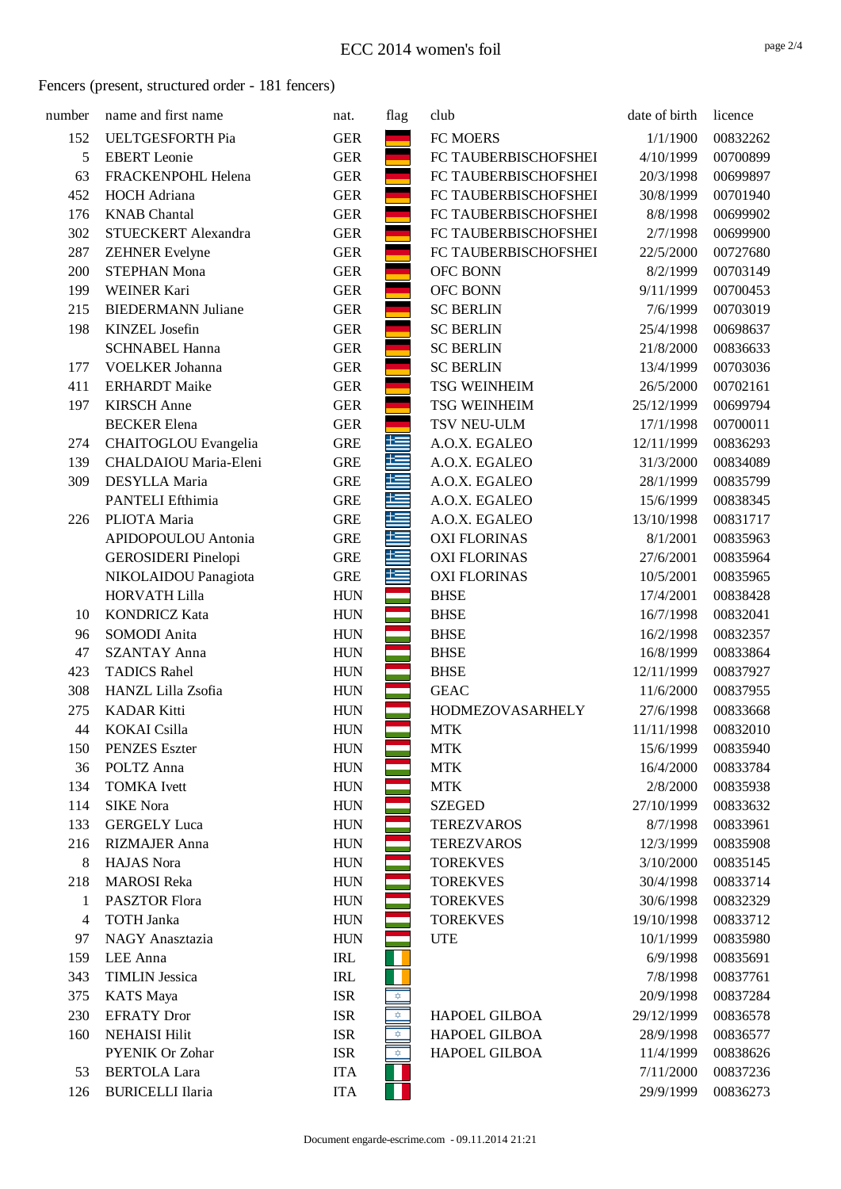# ECC 2014 women's foil

Fencers (present, structured order - 181 fencers)

| number | name and first name | nat. | flag | club | date of birth | licence |
|---|---|---|---|---|---|---|
| 152 | UELTGESFORTH Pia | GER | | FC MOERS | 1/1/1900 | 00832262 |
| 5 | EBERT Leonie | GER | | FC TAUBERBISCHOFSHEI | 4/10/1999 | 00700899 |
| 63 | FRACKENPOHL Helena | GER | | FC TAUBERBISCHOFSHEI | 20/3/1998 | 00699897 |
| 452 | HOCH Adriana | GER | | FC TAUBERBISCHOFSHEI | 30/8/1999 | 00701940 |
| 176 | KNAB Chantal | GER | | FC TAUBERBISCHOFSHEI | 8/8/1998 | 00699902 |
| 302 | STUECKERT Alexandra | GER | | FC TAUBERBISCHOFSHEI | 2/7/1998 | 00699900 |
| 287 | ZEHNER Evelyne | GER | | FC TAUBERBISCHOFSHEI | 22/5/2000 | 00727680 |
| 200 | STEPHAN Mona | GER | | OFC BONN | 8/2/1999 | 00703149 |
| 199 | WEINER Kari | GER | | OFC BONN | 9/11/1999 | 00700453 |
| 215 | BIEDERMANN Juliane | GER | | SC BERLIN | 7/6/1999 | 00703019 |
| 198 | KINZEL Josefin | GER | | SC BERLIN | 25/4/1998 | 00698637 |
| | SCHNABEL Hanna | GER | | SC BERLIN | 21/8/2000 | 00836633 |
| 177 | VOELKER Johanna | GER | | SC BERLIN | 13/4/1999 | 00703036 |
| 411 | ERHARDT Maike | GER | | TSG WEINHEIM | 26/5/2000 | 00702161 |
| 197 | KIRSCH Anne | GER | | TSG WEINHEIM | 25/12/1999 | 00699794 |
| | BECKER Elena | GER | | TSV NEU-ULM | 17/1/1998 | 00700011 |
| 274 | CHAITOGLOU Evangelia | GRE | | A.O.X. EGALEO | 12/11/1999 | 00836293 |
| 139 | CHALDAIOU Maria-Eleni | GRE | | A.O.X. EGALEO | 31/3/2000 | 00834089 |
| 309 | DESYLLA Maria | GRE | | A.O.X. EGALEO | 28/1/1999 | 00835799 |
| | PANTELI Efthimia | GRE | | A.O.X. EGALEO | 15/6/1999 | 00838345 |
| 226 | PLIOTA Maria | GRE | | A.O.X. EGALEO | 13/10/1998 | 00831717 |
| | APIDOPOULOU Antonia | GRE | | OXI FLORINAS | 8/1/2001 | 00835963 |
| | GEROSIDERI Pinelopi | GRE | | OXI FLORINAS | 27/6/2001 | 00835964 |
| | NIKOLAIDOU Panagiota | GRE | | OXI FLORINAS | 10/5/2001 | 00835965 |
| | HORVATH Lilla | HUN | | BHSE | 17/4/2001 | 00838428 |
| 10 | KONDRICZ Kata | HUN | | BHSE | 16/7/1998 | 00832041 |
| 96 | SOMODI Anita | HUN | | BHSE | 16/2/1998 | 00832357 |
| 47 | SZANTAY Anna | HUN | | BHSE | 16/8/1999 | 00833864 |
| 423 | TADICS Rahel | HUN | | BHSE | 12/11/1999 | 00837927 |
| 308 | HANZL Lilla Zsofia | HUN | | GEAC | 11/6/2000 | 00837955 |
| 275 | KADAR Kitti | HUN | | HODMEZOVASARHELY | 27/6/1998 | 00833668 |
| 44 | KOKAI Csilla | HUN | | MTK | 11/11/1998 | 00832010 |
| 150 | PENZES Eszter | HUN | | MTK | 15/6/1999 | 00835940 |
| 36 | POLTZ Anna | HUN | | MTK | 16/4/2000 | 00833784 |
| 134 | TOMKA Ivett | HUN | | MTK | 2/8/2000 | 00835938 |
| 114 | SIKE Nora | HUN | | SZEGED | 27/10/1999 | 00833632 |
| 133 | GERGELY Luca | HUN | | TEREZVAROS | 8/7/1998 | 00833961 |
| 216 | RIZMAJER Anna | HUN | | TEREZVAROS | 12/3/1999 | 00835908 |
| 8 | HAJAS Nora | HUN | | TOREKVES | 3/10/2000 | 00835145 |
| 218 | MAROSI Reka | HUN | | TOREKVES | 30/4/1998 | 00833714 |
| 1 | PASZTOR Flora | HUN | | TOREKVES | 30/6/1998 | 00832329 |
| 4 | TOTH Janka | HUN | | TOREKVES | 19/10/1998 | 00833712 |
| 97 | NAGY Anasztazia | HUN | | UTE | 10/1/1999 | 00835980 |
| 159 | LEE Anna | IRL | | | 6/9/1998 | 00835691 |
| 343 | TIMLIN Jessica | IRL | | | 7/8/1998 | 00837761 |
| 375 | KATS Maya | ISR | | | 20/9/1998 | 00837284 |
| 230 | EFRATY Dror | ISR | | HAPOEL GILBOA | 29/12/1999 | 00836578 |
| 160 | NEHAISI Hilit | ISR | | HAPOEL GILBOA | 28/9/1998 | 00836577 |
| | PYENIK Or Zohar | ISR | | HAPOEL GILBOA | 11/4/1999 | 00838626 |
| 53 | BERTOLA Lara | ITA | | | 7/11/2000 | 00837236 |
| 126 | BURICELLI Ilaria | ITA | | | 29/9/1999 | 00836273 |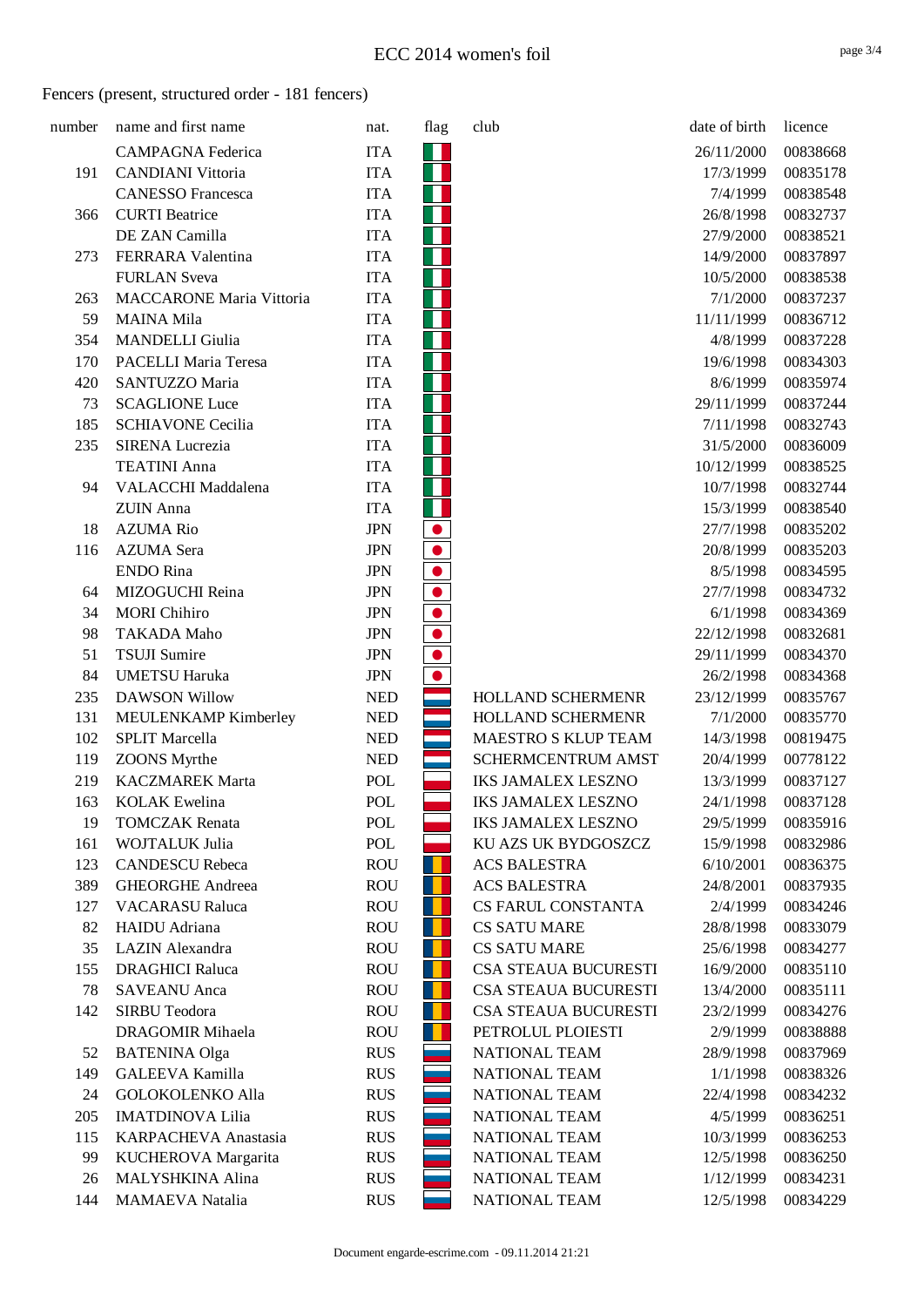# ECC 2014 women's foil

Fencers (present, structured order - 181 fencers)

| number | name and first name | nat. | flag | club | date of birth | licence |
|---|---|---|---|---|---|---|
| | CAMPAGNA Federica | ITA | | | 26/11/2000 | 00838668 |
| 191 | CANDIANI Vittoria | ITA | | | 17/3/1999 | 00835178 |
| | CANESSO Francesca | ITA | | | 7/4/1999 | 00838548 |
| 366 | CURTI Beatrice | ITA | | | 26/8/1998 | 00832737 |
| | DE ZAN Camilla | ITA | | | 27/9/2000 | 00838521 |
| 273 | FERRARA Valentina | ITA | | | 14/9/2000 | 00837897 |
| | FURLAN Sveva | ITA | | | 10/5/2000 | 00838538 |
| 263 | MACCARONE Maria Vittoria | ITA | | | 7/1/2000 | 00837237 |
| 59 | MAINA Mila | ITA | | | 11/11/1999 | 00836712 |
| 354 | MANDELLI Giulia | ITA | | | 4/8/1999 | 00837228 |
| 170 | PACELLI Maria Teresa | ITA | | | 19/6/1998 | 00834303 |
| 420 | SANTUZZO Maria | ITA | | | 8/6/1999 | 00835974 |
| 73 | SCAGLIONE Luce | ITA | | | 29/11/1999 | 00837244 |
| 185 | SCHIAVONE Cecilia | ITA | | | 7/11/1998 | 00832743 |
| 235 | SIRENA Lucrezia | ITA | | | 31/5/2000 | 00836009 |
| | TEATINI Anna | ITA | | | 10/12/1999 | 00838525 |
| 94 | VALACCHI Maddalena | ITA | | | 10/7/1998 | 00832744 |
| | ZUIN Anna | ITA | | | 15/3/1999 | 00838540 |
| 18 | AZUMA Rio | JPN | | | 27/7/1998 | 00835202 |
| 116 | AZUMA Sera | JPN | | | 20/8/1999 | 00835203 |
| | ENDO Rina | JPN | | | 8/5/1998 | 00834595 |
| 64 | MIZOGUCHI Reina | JPN | | | 27/7/1998 | 00834732 |
| 34 | MORI Chihiro | JPN | | | 6/1/1998 | 00834369 |
| 98 | TAKADA Maho | JPN | | | 22/12/1998 | 00832681 |
| 51 | TSUJI Sumire | JPN | | | 29/11/1999 | 00834370 |
| 84 | UMETSU Haruka | JPN | | | 26/2/1998 | 00834368 |
| 235 | DAWSON Willow | NED | | HOLLAND SCHERMENR | 23/12/1999 | 00835767 |
| 131 | MEULENKAMP Kimberley | NED | | HOLLAND SCHERMENR | 7/1/2000 | 00835770 |
| 102 | SPLIT Marcella | NED | | MAESTRO S KLUP TEAM | 14/3/1998 | 00819475 |
| 119 | ZOONS Myrthe | NED | | SCHERMCENTRUM AMST | 20/4/1999 | 00778122 |
| 219 | KACZMAREK Marta | POL | | IKS JAMALEX LESZNO | 13/3/1999 | 00837127 |
| 163 | KOLAK Ewelina | POL | | IKS JAMALEX LESZNO | 24/1/1998 | 00837128 |
| 19 | TOMCZAK Renata | POL | | IKS JAMALEX LESZNO | 29/5/1999 | 00835916 |
| 161 | WOJTALUK Julia | POL | | KU AZS UK BYDGOSZCZ | 15/9/1998 | 00832986 |
| 123 | CANDESCU Rebeca | ROU | | ACS BALESTRA | 6/10/2001 | 00836375 |
| 389 | GHEORGHE Andreea | ROU | | ACS BALESTRA | 24/8/2001 | 00837935 |
| 127 | VACARASU Raluca | ROU | | CS FARUL CONSTANTA | 2/4/1999 | 00834246 |
| 82 | HAIDU Adriana | ROU | | CS SATU MARE | 28/8/1998 | 00833079 |
| 35 | LAZIN Alexandra | ROU | | CS SATU MARE | 25/6/1998 | 00834277 |
| 155 | DRAGHICI Raluca | ROU | | CSA STEAUA BUCURESTI | 16/9/2000 | 00835110 |
| 78 | SAVEANU Anca | ROU | | CSA STEAUA BUCURESTI | 13/4/2000 | 00835111 |
| 142 | SIRBU Teodora | ROU | | CSA STEAUA BUCURESTI | 23/2/1999 | 00834276 |
| | DRAGOMIR Mihaela | ROU | | PETROLUL PLOIESTI | 2/9/1999 | 00838888 |
| 52 | BATENINA Olga | RUS | | NATIONAL TEAM | 28/9/1998 | 00837969 |
| 149 | GALEEVA Kamilla | RUS | | NATIONAL TEAM | 1/1/1998 | 00838326 |
| 24 | GOLOKOLENKO Alla | RUS | | NATIONAL TEAM | 22/4/1998 | 00834232 |
| 205 | IMATDINOVA Lilia | RUS | | NATIONAL TEAM | 4/5/1999 | 00836251 |
| 115 | KARPACHEVA Anastasia | RUS | | NATIONAL TEAM | 10/3/1999 | 00836253 |
| 99 | KUCHEROVA Margarita | RUS | | NATIONAL TEAM | 12/5/1998 | 00836250 |
| 26 | MALYSHKINA Alina | RUS | | NATIONAL TEAM | 1/12/1999 | 00834231 |
| 144 | MAMAEVA Natalia | RUS | | NATIONAL TEAM | 12/5/1998 | 00834229 |

Document engarde-escrime.com - 09.11.2014 21:21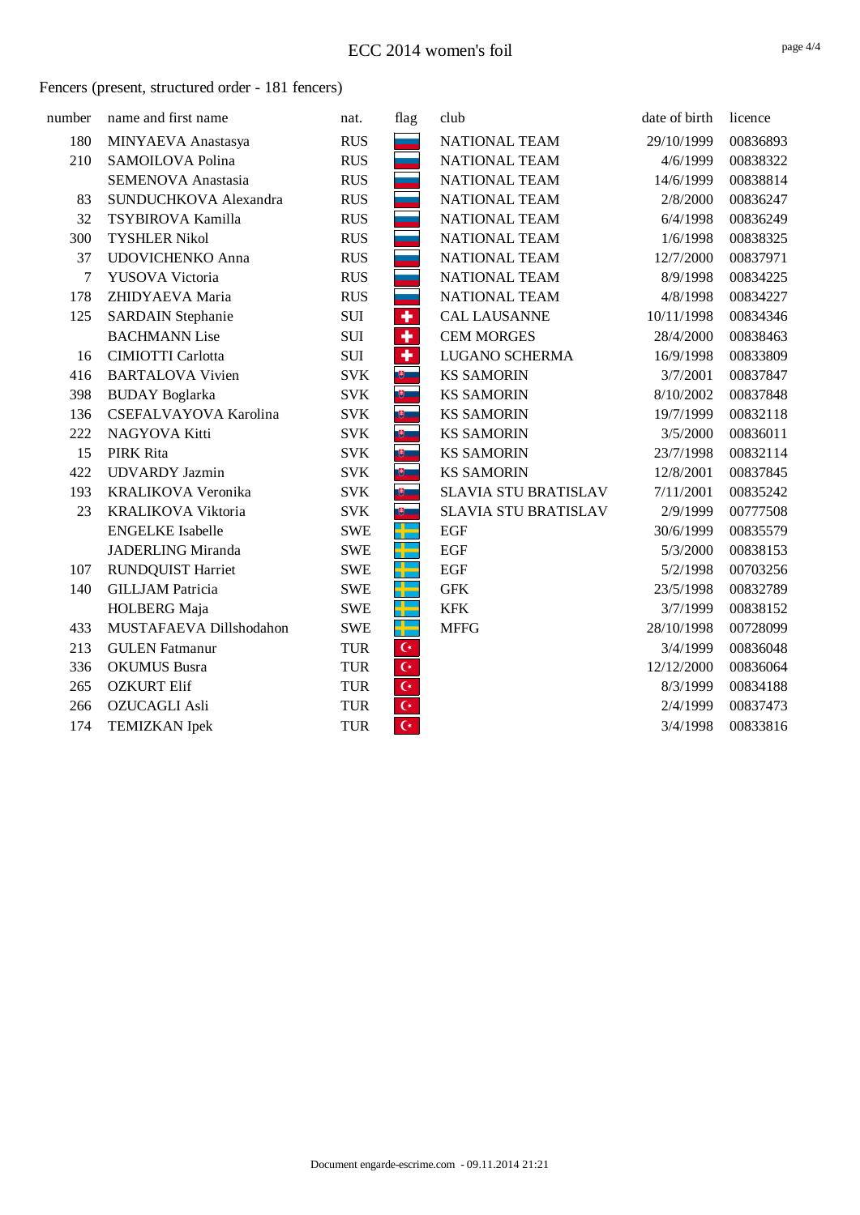# ECC 2014 women's foil

Fencers (present, structured order - 181 fencers)

| number | name and first name | nat. | flag | club | date of birth | licence |
|---|---|---|---|---|---|---|
| 180 | MINYAEVA Anastasya | RUS | | NATIONAL TEAM | 29/10/1999 | 00836893 |
| 210 | SAMOILOVA Polina | RUS | | NATIONAL TEAM | 4/6/1999 | 00838322 |
| | SEMENOVA Anastasia | RUS | | NATIONAL TEAM | 14/6/1999 | 00838814 |
| 83 | SUNDUCHKOVA Alexandra | RUS | | NATIONAL TEAM | 2/8/2000 | 00836247 |
| 32 | TSYBIROVA Kamilla | RUS | | NATIONAL TEAM | 6/4/1998 | 00836249 |
| 300 | TYSHLER Nikol | RUS | | NATIONAL TEAM | 1/6/1998 | 00838325 |
| 37 | UDOVICHENKO Anna | RUS | | NATIONAL TEAM | 12/7/2000 | 00837971 |
| 7 | YUSOVA Victoria | RUS | | NATIONAL TEAM | 8/9/1998 | 00834225 |
| 178 | ZHIDYAEVA Maria | RUS | | NATIONAL TEAM | 4/8/1998 | 00834227 |
| 125 | SARDAIN Stephanie | SUI | | CAL LAUSANNE | 10/11/1998 | 00834346 |
| | BACHMANN Lise | SUI | | CEM MORGES | 28/4/2000 | 00838463 |
| 16 | CIMIOTTI Carlotta | SUI | | LUGANO SCHERMA | 16/9/1998 | 00833809 |
| 416 | BARTALOVA Vivien | SVK | | KS SAMORIN | 3/7/2001 | 00837847 |
| 398 | BUDAY Boglarka | SVK | | KS SAMORIN | 8/10/2002 | 00837848 |
| 136 | CSEFALVAYOVA Karolina | SVK | | KS SAMORIN | 19/7/1999 | 00832118 |
| 222 | NAGYOVA Kitti | SVK | | KS SAMORIN | 3/5/2000 | 00836011 |
| 15 | PIRK Rita | SVK | | KS SAMORIN | 23/7/1998 | 00832114 |
| 422 | UDVARDY Jazmin | SVK | | KS SAMORIN | 12/8/2001 | 00837845 |
| 193 | KRALIKOVA Veronika | SVK | | SLAVIA STU BRATISLAV | 7/11/2001 | 00835242 |
| 23 | KRALIKOVA Viktoria | SVK | | SLAVIA STU BRATISLAV | 2/9/1999 | 00777508 |
| | ENGELKE Isabelle | SWE | | EGF | 30/6/1999 | 00835579 |
| | JADERLING Miranda | SWE | | EGF | 5/3/2000 | 00838153 |
| 107 | RUNDQUIST Harriet | SWE | | EGF | 5/2/1998 | 00703256 |
| 140 | GILLJAM Patricia | SWE | | GFK | 23/5/1998 | 00832789 |
| | HOLBERG Maja | SWE | | KFK | 3/7/1999 | 00838152 |
| 433 | MUSTAFAEVA Dillshodahon | SWE | | MFFG | 28/10/1998 | 00728099 |
| 213 | GULEN Fatmanur | TUR | | | 3/4/1999 | 00836048 |
| 336 | OKUMUS Busra | TUR | | | 12/12/2000 | 00836064 |
| 265 | OZKURT Elif | TUR | | | 8/3/1999 | 00834188 |
| 266 | OZUCAGLI Asli | TUR | | | 2/4/1999 | 00837473 |
| 174 | TEMIZKAN Ipek | TUR | | | 3/4/1998 | 00833816 |

Document engarde-escrime.com - 09.11.2014 21:21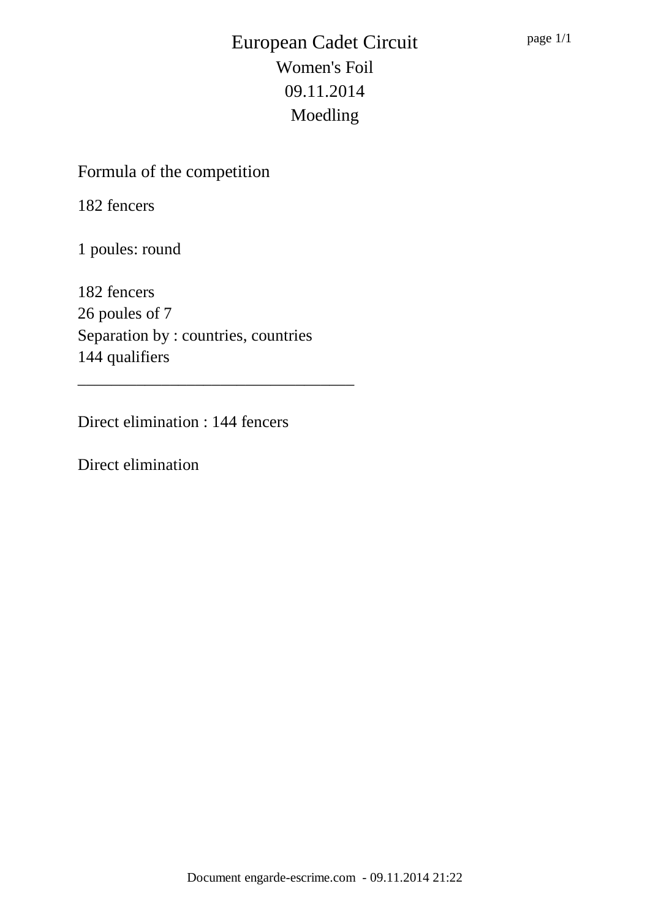# European Cadet Circuit

Women's Foil

09.11.2014

Moedling

## Formula of the competition

182 fencers

1 poules: round

182 fencers
26 poules of 7
Separation by : countries, countries
144 qualifiers

---

Direct elimination : 144 fencers

Direct elimination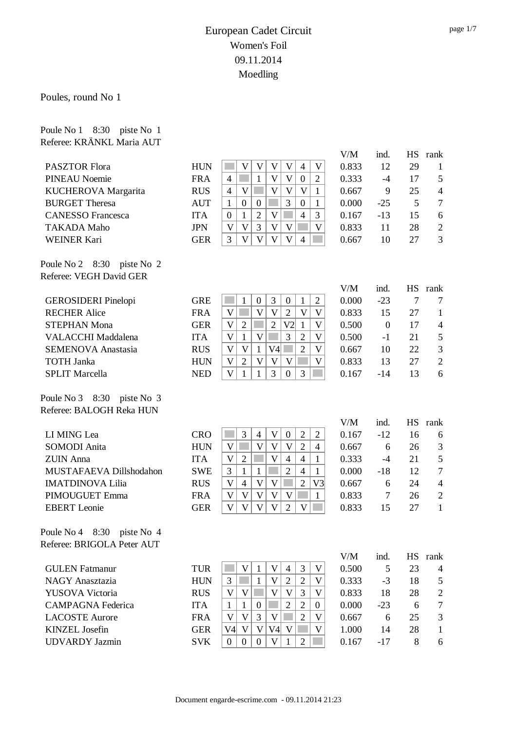# European Cadet Circuit
## Women's Foil
## 09.11.2014
## Moedling

Poules, round No 1

Poule No 1 8:30 piste No 1
Referee: KRÄNKL Maria AUT

| Name | Nation | 1 | 2 | 3 | 4 | 5 | 6 | 7 | V/M | ind. | HS | rank |
|---|---|---|---|---|---|---|---|---|---|---|---|---|
| PASZTOR Flora | HUN | | V | V | V | V | 4 | V | 0.833 | 12 | 29 | 1 |
| PINEAU Noemie | FRA | 4 | | 1 | V | V | 0 | 2 | 0.333 | -4 | 17 | 5 |
| KUCHEROVA Margarita | RUS | 4 | V | | V | V | V | 1 | 0.667 | 9 | 25 | 4 |
| BURGET Theresa | AUT | 1 | 0 | 0 | | 3 | 0 | 1 | 0.000 | -25 | 5 | 7 |
| CANESSO Francesca | ITA | 0 | 1 | 2 | V | | 4 | 3 | 0.167 | -13 | 15 | 6 |
| TAKADA Maho | JPN | V | V | 3 | V | V | | V | 0.833 | 11 | 28 | 2 |
| WEINER Kari | GER | 3 | V | V | V | V | 4 | | 0.667 | 10 | 27 | 3 |

Poule No 2 8:30 piste No 2
Referee: VEGH David GER

| Name | Nation | 1 | 2 | 3 | 4 | 5 | 6 | 7 | V/M | ind. | HS | rank |
|---|---|---|---|---|---|---|---|---|---|---|---|---|
| GEROSIDERI Pinelopi | GRE | | 1 | 0 | 3 | 0 | 1 | 2 | 0.000 | -23 | 7 | 7 |
| RECHER Alice | FRA | V | | V | V | 2 | V | V | 0.833 | 15 | 27 | 1 |
| STEPHAN Mona | GER | V | 2 | | 2 | V2 | 1 | V | 0.500 | 0 | 17 | 4 |
| VALACCHI Maddalena | ITA | V | 1 | V | | 3 | 2 | V | 0.500 | -1 | 21 | 5 |
| SEMENOVA Anastasia | RUS | V | V | 1 | V4 | | 2 | V | 0.667 | 10 | 22 | 3 |
| TOTH Janka | HUN | V | 2 | V | V | V | | V | 0.833 | 13 | 27 | 2 |
| SPLIT Marcella | NED | V | 1 | 1 | 3 | 0 | 3 | | 0.167 | -14 | 13 | 6 |

Poule No 3 8:30 piste No 3
Referee: BALOGH Reka HUN

| Name | Nation | 1 | 2 | 3 | 4 | 5 | 6 | 7 | V/M | ind. | HS | rank |
|---|---|---|---|---|---|---|---|---|---|---|---|---|
| LI MING Lea | CRO | | 3 | 4 | V | 0 | 2 | 2 | 0.167 | -12 | 16 | 6 |
| SOMODI Anita | HUN | V | | V | V | V | 2 | 4 | 0.667 | 6 | 26 | 3 |
| ZUIN Anna | ITA | V | 2 | | V | 4 | 4 | 1 | 0.333 | -4 | 21 | 5 |
| MUSTAFAEVA Dillshodahon | SWE | 3 | 1 | 1 | | 2 | 4 | 1 | 0.000 | -18 | 12 | 7 |
| IMATDINOVA Lilia | RUS | V | 4 | V | V | | 2 | V3 | 0.667 | 6 | 24 | 4 |
| PIMOUGUET Emma | FRA | V | V | V | V | V | | 1 | 0.833 | 7 | 26 | 2 |
| EBERT Leonie | GER | V | V | V | V | 2 | V | | 0.833 | 15 | 27 | 1 |

Poule No 4 8:30 piste No 4
Referee: BRIGOLA Peter AUT

| Name | Nation | 1 | 2 | 3 | 4 | 5 | 6 | 7 | V/M | ind. | HS | rank |
|---|---|---|---|---|---|---|---|---|---|---|---|---|
| GULEN Fatmanur | TUR | | V | 1 | V | 4 | 3 | V | 0.500 | 5 | 23 | 4 |
| NAGY Anasztazia | HUN | 3 | | 1 | V | 2 | 2 | V | 0.333 | -3 | 18 | 5 |
| YUSOVA Victoria | RUS | V | V | | V | V | 3 | V | 0.833 | 18 | 28 | 2 |
| CAMPAGNA Federica | ITA | 1 | 1 | 0 | | 2 | 2 | 0 | 0.000 | -23 | 6 | 7 |
| LACOSTE Aurore | FRA | V | V | 3 | V | | 2 | V | 0.667 | 6 | 25 | 3 |
| KINZEL Josefin | GER | V4 | V | V | V4 | V | | V | 1.000 | 14 | 28 | 1 |
| UDVARDY Jazmin | SVK | 0 | 0 | 0 | V | 1 | 2 | | 0.167 | -17 | 8 | 6 |

Document engarde-escrime.com - 09.11.2014 21:23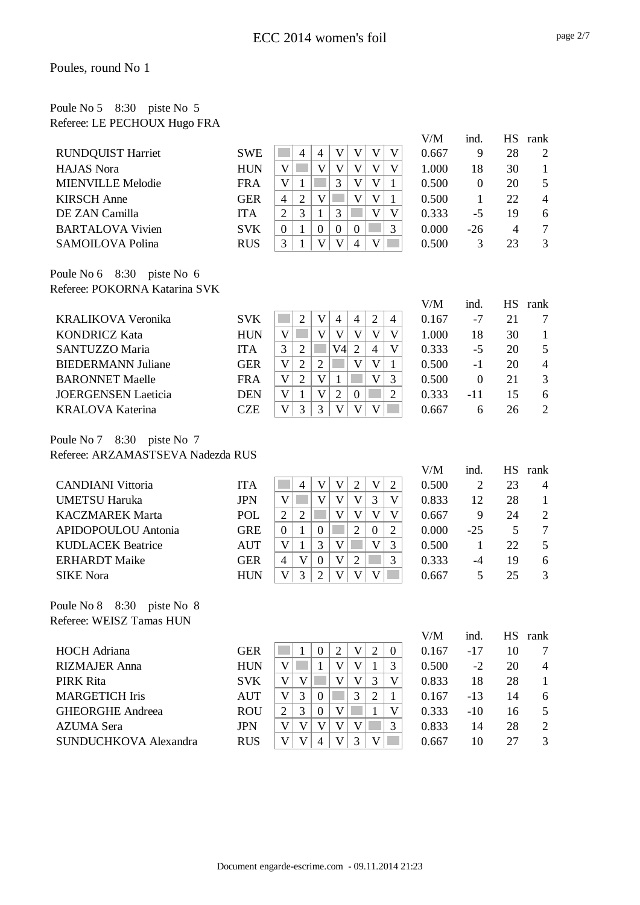# ECC 2014 women's foil

## Poules, round No 1

### Poule No 5  8:30  piste No 5
Referee: LE PECHOUX Hugo FRA

| Name | Nation | 1 | 2 | 3 | 4 | 5 | 6 | 7 | V/M | ind. | HS | rank |
|---|---|---|---|---|---|---|---|---|---|---|---|---|
| RUNDQUIST Harriet | SWE | | 4 | 4 | V | V | V | V | 0.667 | 9 | 28 | 2 |
| HAJAS Nora | HUN | V | | V | V | V | V | V | 1.000 | 18 | 30 | 1 |
| MIENVILLE Melodie | FRA | V | 1 | | 3 | V | V | 1 | 0.500 | 0 | 20 | 5 |
| KIRSCH Anne | GER | 4 | 2 | V | | V | V | 1 | 0.500 | 1 | 22 | 4 |
| DE ZAN Camilla | ITA | 2 | 3 | 1 | 3 | | V | V | 0.333 | -5 | 19 | 6 |
| BARTALOVA Vivien | SVK | 0 | 1 | 0 | 0 | 0 | | 3 | 0.000 | -26 | 4 | 7 |
| SAMOILOVA Polina | RUS | 3 | 1 | V | V | 4 | V | | 0.500 | 3 | 23 | 3 |

### Poule No 6  8:30  piste No 6
Referee: POKORNA Katarina SVK

| Name | Nation | 1 | 2 | 3 | 4 | 5 | 6 | 7 | V/M | ind. | HS | rank |
|---|---|---|---|---|---|---|---|---|---|---|---|---|
| KRALIKOVA Veronika | SVK | | 2 | V | 4 | 4 | 2 | 4 | 0.167 | -7 | 21 | 7 |
| KONDRICZ Kata | HUN | V | | V | V | V | V | V | 1.000 | 18 | 30 | 1 |
| SANTUZZO Maria | ITA | 3 | 2 | | V4 | 2 | 4 | V | 0.333 | -5 | 20 | 5 |
| BIEDERMANN Juliane | GER | V | 2 | 2 | | V | V | 1 | 0.500 | -1 | 20 | 4 |
| BARONNET Maelle | FRA | V | 2 | V | 1 | | V | 3 | 0.500 | 0 | 21 | 3 |
| JOERGENSEN Laeticia | DEN | V | 1 | V | 2 | 0 | | 2 | 0.333 | -11 | 15 | 6 |
| KRALOVA Katerina | CZE | V | 3 | 3 | V | V | V | | 0.667 | 6 | 26 | 2 |

### Poule No 7  8:30  piste No 7
Referee: ARZAMASTSEVA Nadezda RUS

| Name | Nation | 1 | 2 | 3 | 4 | 5 | 6 | 7 | V/M | ind. | HS | rank |
|---|---|---|---|---|---|---|---|---|---|---|---|---|
| CANDIANI Vittoria | ITA | | 4 | V | V | 2 | V | 2 | 0.500 | 2 | 23 | 4 |
| UMETSU Haruka | JPN | V | | V | V | V | 3 | V | 0.833 | 12 | 28 | 1 |
| KACZMAREK Marta | POL | 2 | 2 | | V | V | V | V | 0.667 | 9 | 24 | 2 |
| APIDOPOULOU Antonia | GRE | 0 | 1 | 0 | | 2 | 0 | 2 | 0.000 | -25 | 5 | 7 |
| KUDLACEK Beatrice | AUT | V | 1 | 3 | V | | V | 3 | 0.500 | 1 | 22 | 5 |
| ERHARDT Maike | GER | 4 | V | 0 | V | 2 | | 3 | 0.333 | -4 | 19 | 6 |
| SIKE Nora | HUN | V | 3 | 2 | V | V | V | | 0.667 | 5 | 25 | 3 |

### Poule No 8  8:30  piste No 8
Referee: WEISZ Tamas HUN

| Name | Nation | 1 | 2 | 3 | 4 | 5 | 6 | 7 | V/M | ind. | HS | rank |
|---|---|---|---|---|---|---|---|---|---|---|---|---|
| HOCH Adriana | GER | | 1 | 0 | 2 | V | 2 | 0 | 0.167 | -17 | 10 | 7 |
| RIZMAJER Anna | HUN | V | | 1 | V | V | 1 | 3 | 0.500 | -2 | 20 | 4 |
| PIRK Rita | SVK | V | V | | V | V | 3 | V | 0.833 | 18 | 28 | 1 |
| MARGETICH Iris | AUT | V | 3 | 0 | | 3 | 2 | 1 | 0.167 | -13 | 14 | 6 |
| GHEORGHE Andreea | ROU | 2 | 3 | 0 | V | | 1 | V | 0.333 | -10 | 16 | 5 |
| AZUMA Sera | JPN | V | V | V | V | V | | 3 | 0.833 | 14 | 28 | 2 |
| SUNDUCHKOVA Alexandra | RUS | V | V | 4 | V | 3 | V | | 0.667 | 10 | 27 | 3 |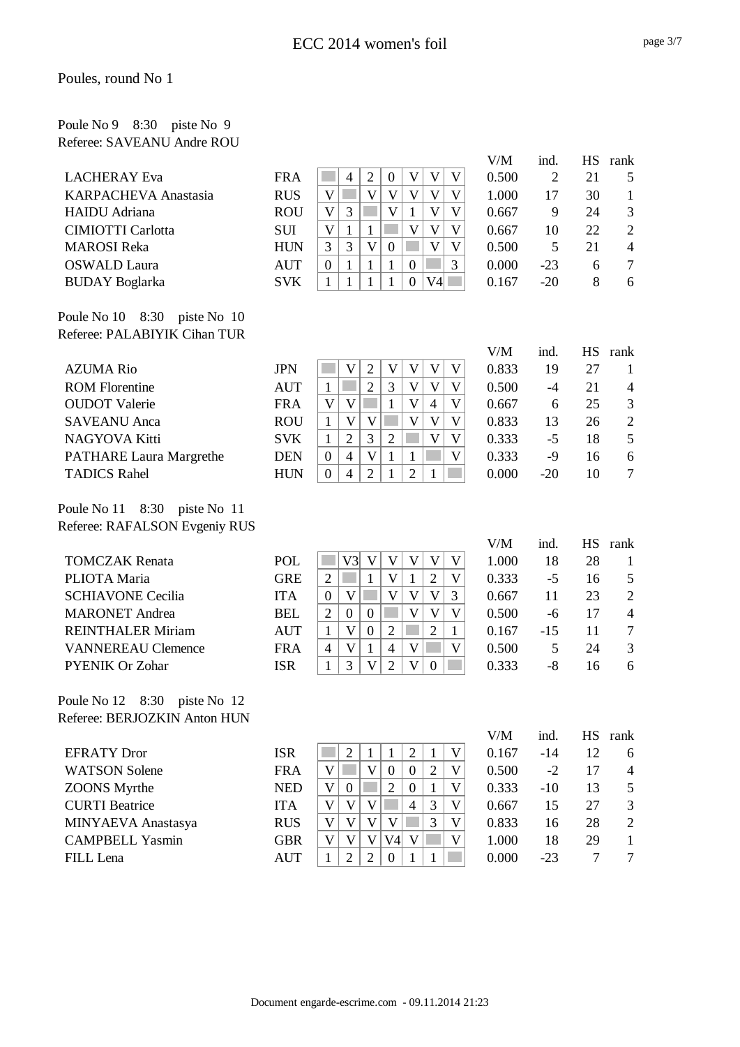# ECC 2014 women's foil

## Poules, round No 1

### Poule No 9 8:30 piste No 9
Referee: SAVEANU Andre ROU

| Name | Nation | 1 | 2 | 3 | 4 | 5 | 6 | 7 | V/M | ind. | HS | rank |
|---|---|---|---|---|---|---|---|---|---|---|---|---|
| LACHERAY Eva | FRA | | 4 | 2 | 0 | V | V | V | 0.500 | 2 | 21 | 5 |
| KARPACHEVA Anastasia | RUS | V | | V | V | V | V | V | 1.000 | 17 | 30 | 1 |
| HAIDU Adriana | ROU | V | 3 | | V | 1 | V | V | 0.667 | 9 | 24 | 3 |
| CIMIOTTI Carlotta | SUI | V | 1 | 1 | | V | V | V | 0.667 | 10 | 22 | 2 |
| MAROSI Reka | HUN | 3 | 3 | V | 0 | | V | V | 0.500 | 5 | 21 | 4 |
| OSWALD Laura | AUT | 0 | 1 | 1 | 1 | 0 | | 3 | 0.000 | -23 | 6 | 7 |
| BUDAY Boglarka | SVK | 1 | 1 | 1 | 1 | 0 | V4 | | 0.167 | -20 | 8 | 6 |

### Poule No 10 8:30 piste No 10
Referee: PALABIYIK Cihan TUR

| Name | Nation | 1 | 2 | 3 | 4 | 5 | 6 | 7 | V/M | ind. | HS | rank |
|---|---|---|---|---|---|---|---|---|---|---|---|---|
| AZUMA Rio | JPN | | V | 2 | V | V | V | V | 0.833 | 19 | 27 | 1 |
| ROM Florentine | AUT | 1 | | 2 | 3 | V | V | V | 0.500 | -4 | 21 | 4 |
| OUDOT Valerie | FRA | V | V | | 1 | V | 4 | V | 0.667 | 6 | 25 | 3 |
| SAVEANU Anca | ROU | 1 | V | V | | V | V | V | 0.833 | 13 | 26 | 2 |
| NAGYOVA Kitti | SVK | 1 | 2 | 3 | 2 | | V | V | 0.333 | -5 | 18 | 5 |
| PATHARE Laura Margrethe | DEN | 0 | 4 | V | 1 | 1 | | V | 0.333 | -9 | 16 | 6 |
| TADICS Rahel | HUN | 0 | 4 | 2 | 1 | 2 | 1 | | 0.000 | -20 | 10 | 7 |

### Poule No 11 8:30 piste No 11
Referee: RAFALSON Evgeniy RUS

| Name | Nation | 1 | 2 | 3 | 4 | 5 | 6 | 7 | V/M | ind. | HS | rank |
|---|---|---|---|---|---|---|---|---|---|---|---|---|
| TOMCZAK Renata | POL | | V3 | V | V | V | V | V | 1.000 | 18 | 28 | 1 |
| PLIOTA Maria | GRE | 2 | | 1 | V | 1 | 2 | V | 0.333 | -5 | 16 | 5 |
| SCHIAVONE Cecilia | ITA | 0 | V | | V | V | V | 3 | 0.667 | 11 | 23 | 2 |
| MARONET Andrea | BEL | 2 | 0 | 0 | | V | V | V | 0.500 | -6 | 17 | 4 |
| REINTHALER Miriam | AUT | 1 | V | 0 | 2 | | 2 | 1 | 0.167 | -15 | 11 | 7 |
| VANNEREAU Clemence | FRA | 4 | V | 1 | 4 | V | | V | 0.500 | 5 | 24 | 3 |
| PYENIK Or Zohar | ISR | 1 | 3 | V | 2 | V | 0 | | 0.333 | -8 | 16 | 6 |

### Poule No 12 8:30 piste No 12
Referee: BERJOZKIN Anton HUN

| Name | Nation | 1 | 2 | 3 | 4 | 5 | 6 | 7 | V/M | ind. | HS | rank |
|---|---|---|---|---|---|---|---|---|---|---|---|---|
| EFRATY Dror | ISR | | 2 | 1 | 1 | 2 | 1 | V | 0.167 | -14 | 12 | 6 |
| WATSON Solene | FRA | V | | V | 0 | 0 | 2 | V | 0.500 | -2 | 17 | 4 |
| ZOONS Myrthe | NED | V | 0 | | 2 | 0 | 1 | V | 0.333 | -10 | 13 | 5 |
| CURTI Beatrice | ITA | V | V | V | | 4 | 3 | V | 0.667 | 15 | 27 | 3 |
| MINYAEVA Anastasya | RUS | V | V | V | V | | 3 | V | 0.833 | 16 | 28 | 2 |
| CAMPBELL Yasmin | GBR | V | V | V | V4 | V | | V | 1.000 | 18 | 29 | 1 |
| FILL Lena | AUT | 1 | 2 | 2 | 0 | 1 | 1 | | 0.000 | -23 | 7 | 7 |

Document engarde-escrime.com - 09.11.2014 21:23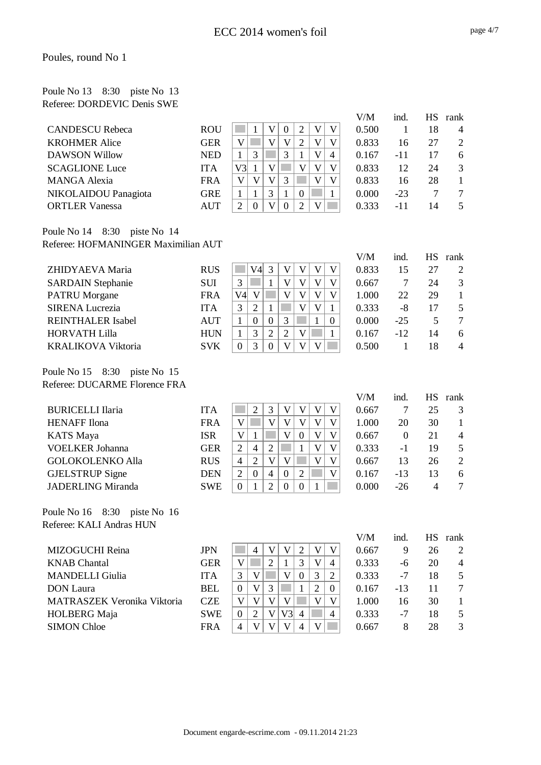# ECC 2014 women's foil

Poules, round No 1

Poule No 13    8:30    piste No 13
Referee: DORDEVIC Denis SWE

| | | 1 | 2 | 3 | 4 | 5 | 6 | 7 | V/M | ind. | HS | rank |
|---|---|---|---|---|---|---|---|---|---|---|---|---|
| CANDESCU Rebeca | ROU | | 1 | V | 0 | 2 | V | V | 0.500 | 1 | 18 | 4 |
| KROHMER Alice | GER | V | | V | V | 2 | V | V | 0.833 | 16 | 27 | 2 |
| DAWSON Willow | NED | 1 | 3 | | 3 | 1 | V | 4 | 0.167 | -11 | 17 | 6 |
| SCAGLIONE Luce | ITA | V3 | 1 | V | | V | V | V | 0.833 | 12 | 24 | 3 |
| MANGA Alexia | FRA | V | V | V | 3 | | V | V | 0.833 | 16 | 28 | 1 |
| NIKOLAIDOU Panagiota | GRE | 1 | 1 | 3 | 1 | 0 | | 1 | 0.000 | -23 | 7 | 7 |
| ORTLER Vanessa | AUT | 2 | 0 | V | 0 | 2 | V | | 0.333 | -11 | 14 | 5 |

Poule No 14    8:30    piste No 14
Referee: HOFMANINGER Maximilian AUT

| | | 1 | 2 | 3 | 4 | 5 | 6 | 7 | V/M | ind. | HS | rank |
|---|---|---|---|---|---|---|---|---|---|---|---|---|
| ZHIDYAEVA Maria | RUS | | V4 | 3 | V | V | V | V | 0.833 | 15 | 27 | 2 |
| SARDAIN Stephanie | SUI | 3 | | 1 | V | V | V | V | 0.667 | 7 | 24 | 3 |
| PATRU Morgane | FRA | V4 | V | | V | V | V | V | 1.000 | 22 | 29 | 1 |
| SIRENA Lucrezia | ITA | 3 | 2 | 1 | | V | V | 1 | 0.333 | -8 | 17 | 5 |
| REINTHALER Isabel | AUT | 1 | 0 | 0 | 3 | | 1 | 0 | 0.000 | -25 | 5 | 7 |
| HORVATH Lilla | HUN | 1 | 3 | 2 | 2 | V | | 1 | 0.167 | -12 | 14 | 6 |
| KRALIKOVA Viktoria | SVK | 0 | 3 | 0 | V | V | V | | 0.500 | 1 | 18 | 4 |

Poule No 15    8:30    piste No 15
Referee: DUCARME Florence FRA

| | | 1 | 2 | 3 | 4 | 5 | 6 | 7 | V/M | ind. | HS | rank |
|---|---|---|---|---|---|---|---|---|---|---|---|---|
| BURICELLI Ilaria | ITA | | 2 | 3 | V | V | V | V | 0.667 | 7 | 25 | 3 |
| HENAFF Ilona | FRA | V | | V | V | V | V | V | 1.000 | 20 | 30 | 1 |
| KATS Maya | ISR | V | 1 | | V | 0 | V | V | 0.667 | 0 | 21 | 4 |
| VOELKER Johanna | GER | 2 | 4 | 2 | | 1 | V | V | 0.333 | -1 | 19 | 5 |
| GOLOKOLENKO Alla | RUS | 4 | 2 | V | V | | V | V | 0.667 | 13 | 26 | 2 |
| GJELSTRUP Signe | DEN | 2 | 0 | 4 | 0 | 2 | | V | 0.167 | -13 | 13 | 6 |
| JADERLING Miranda | SWE | 0 | 1 | 2 | 0 | 0 | 1 | | 0.000 | -26 | 4 | 7 |

Poule No 16    8:30    piste No 16
Referee: KALI Andras HUN

| | | 1 | 2 | 3 | 4 | 5 | 6 | 7 | V/M | ind. | HS | rank |
|---|---|---|---|---|---|---|---|---|---|---|---|---|
| MIZOGUCHI Reina | JPN | | 4 | V | V | 2 | V | V | 0.667 | 9 | 26 | 2 |
| KNAB Chantal | GER | V | | 2 | 1 | 3 | V | 4 | 0.333 | -6 | 20 | 4 |
| MANDELLI Giulia | ITA | 3 | V | | V | 0 | 3 | 2 | 0.333 | -7 | 18 | 5 |
| DON Laura | BEL | 0 | V | 3 | | 1 | 2 | 0 | 0.167 | -13 | 11 | 7 |
| MATRASZEK Veronika Viktoria | CZE | V | V | V | V | | V | V | 1.000 | 16 | 30 | 1 |
| HOLBERG Maja | SWE | 0 | 2 | V | V3 | 4 | | 4 | 0.333 | -7 | 18 | 5 |
| SIMON Chloe | FRA | 4 | V | V | V | 4 | V | | 0.667 | 8 | 28 | 3 |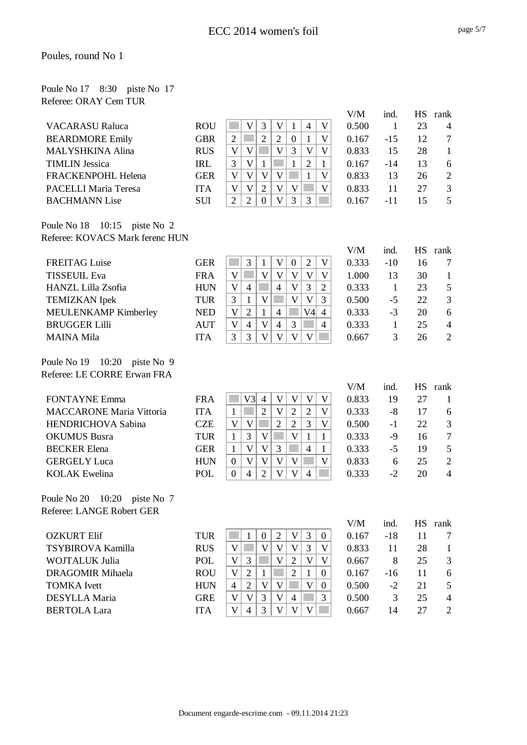# ECC 2014 women's foil

## Poules, round No 1

### Poule No 17 8:30 piste No 17
Referee: ORAY Cem TUR

| | | | | | | | | | V/M | ind. | HS | rank |
|---|---|---|---|---|---|---|---|---|---|---|---|---|
| VACARASU Raluca | ROU | | V | 3 | V | 1 | 4 | V | 0.500 | 1 | 23 | 4 |
| BEARDMORE Emily | GBR | 2 | | 2 | 2 | 0 | 1 | V | 0.167 | -15 | 12 | 7 |
| MALYSHKINA Alina | RUS | V | V | | V | 3 | V | V | 0.833 | 15 | 28 | 1 |
| TIMLIN Jessica | IRL | 3 | V | 1 | | 1 | 2 | 1 | 0.167 | -14 | 13 | 6 |
| FRACKENPOHL Helena | GER | V | V | V | V | | 1 | V | 0.833 | 13 | 26 | 2 |
| PACELLI Maria Teresa | ITA | V | V | 2 | V | V | | V | 0.833 | 11 | 27 | 3 |
| BACHMANN Lise | SUI | 2 | 2 | 0 | V | 3 | 3 | | 0.167 | -11 | 15 | 5 |

### Poule No 18 10:15 piste No 2
Referee: KOVACS Mark ferenc HUN

| | | | | | | | | | V/M | ind. | HS | rank |
|---|---|---|---|---|---|---|---|---|---|---|---|---|
| FREITAG Luise | GER | | 3 | 1 | V | 0 | 2 | V | 0.333 | -10 | 16 | 7 |
| TISSEUIL Eva | FRA | V | | V | V | V | V | V | 1.000 | 13 | 30 | 1 |
| HANZL Lilla Zsofia | HUN | V | 4 | | 4 | V | 3 | 2 | 0.333 | 1 | 23 | 5 |
| TEMIZKAN Ipek | TUR | 3 | 1 | V | | V | V | 3 | 0.500 | -5 | 22 | 3 |
| MEULENKAMP Kimberley | NED | V | 2 | 1 | 4 | | V4 | 4 | 0.333 | -3 | 20 | 6 |
| BRUGGER Lilli | AUT | V | 4 | V | 4 | 3 | | 4 | 0.333 | 1 | 25 | 4 |
| MAINA Mila | ITA | 3 | 3 | V | V | V | V | | 0.667 | 3 | 26 | 2 |

### Poule No 19 10:20 piste No 9
Referee: LE CORRE Erwan FRA

| | | | | | | | | | V/M | ind. | HS | rank |
|---|---|---|---|---|---|---|---|---|---|---|---|---|
| FONTAYNE Emma | FRA | | V3 | 4 | V | V | V | V | 0.833 | 19 | 27 | 1 |
| MACCARONE Maria Vittoria | ITA | 1 | | 2 | V | 2 | 2 | V | 0.333 | -8 | 17 | 6 |
| HENDRICHOVA Sabina | CZE | V | V | | 2 | 2 | 3 | V | 0.500 | -1 | 22 | 3 |
| OKUMUS Busra | TUR | 1 | 3 | V | | V | 1 | 1 | 0.333 | -9 | 16 | 7 |
| BECKER Elena | GER | 1 | V | V | 3 | | 4 | 1 | 0.333 | -5 | 19 | 5 |
| GERGELY Luca | HUN | 0 | V | V | V | V | | V | 0.833 | 6 | 25 | 2 |
| KOLAK Ewelina | POL | 0 | 4 | 2 | V | V | 4 | | 0.333 | -2 | 20 | 4 |

### Poule No 20 10:20 piste No 7
Referee: LANGE Robert GER

| | | | | | | | | | V/M | ind. | HS | rank |
|---|---|---|---|---|---|---|---|---|---|---|---|---|
| OZKURT Elif | TUR | | 1 | 0 | 2 | V | 3 | 0 | 0.167 | -18 | 11 | 7 |
| TSYBIROVA Kamilla | RUS | V | | V | V | V | 3 | V | 0.833 | 11 | 28 | 1 |
| WOJTALUK Julia | POL | V | 3 | | V | 2 | V | V | 0.667 | 8 | 25 | 3 |
| DRAGOMIR Mihaela | ROU | V | 2 | 1 | | 2 | 1 | 0 | 0.167 | -16 | 11 | 6 |
| TOMKA Ivett | HUN | 4 | 2 | V | V | | V | 0 | 0.500 | -2 | 21 | 5 |
| DESYLLA Maria | GRE | V | V | 3 | V | 4 | | 3 | 0.500 | 3 | 25 | 4 |
| BERTOLA Lara | ITA | V | 4 | 3 | V | V | V | | 0.667 | 14 | 27 | 2 |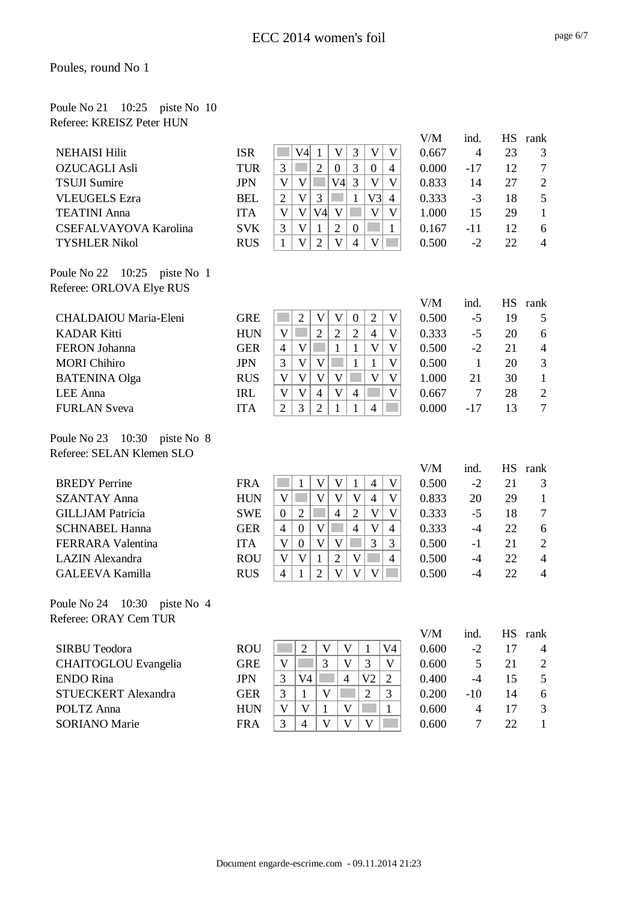# ECC 2014 women's foil

Poules, round No 1

Poule No 21 10:25 piste No 10
Referee: KREISZ Peter HUN

| Name | Nation | 1 | 2 | 3 | 4 | 5 | 6 | 7 | V/M | ind. | HS | rank |
|---|---|---|---|---|---|---|---|---|---|---|---|---|
| NEHAISI Hilit | ISR | | V4 | 1 | V | 3 | V | V | 0.667 | 4 | 23 | 3 |
| OZUCAGLI Asli | TUR | 3 | | 2 | 0 | 3 | 0 | 4 | 0.000 | -17 | 12 | 7 |
| TSUJI Sumire | JPN | V | V | | V4 | 3 | V | V | 0.833 | 14 | 27 | 2 |
| VLEUGELS Ezra | BEL | 2 | V | 3 | | 1 | V3 | 4 | 0.333 | -3 | 18 | 5 |
| TEATINI Anna | ITA | V | V | V4 | V | | V | V | 1.000 | 15 | 29 | 1 |
| CSEFALVAYOVA Karolina | SVK | 3 | V | 1 | 2 | 0 | | 1 | 0.167 | -11 | 12 | 6 |
| TYSHLER Nikol | RUS | 1 | V | 2 | V | 4 | V | | 0.500 | -2 | 22 | 4 |

Poule No 22 10:25 piste No 1
Referee: ORLOVA Elye RUS

| Name | Nation | 1 | 2 | 3 | 4 | 5 | 6 | 7 | V/M | ind. | HS | rank |
|---|---|---|---|---|---|---|---|---|---|---|---|---|
| CHALDAIOU Maria-Eleni | GRE | | 2 | V | V | 0 | 2 | V | 0.500 | -5 | 19 | 5 |
| KADAR Kitti | HUN | V | | 2 | 2 | 2 | 4 | V | 0.333 | -5 | 20 | 6 |
| FERON Johanna | GER | 4 | V | | 1 | 1 | V | V | 0.500 | -2 | 21 | 4 |
| MORI Chihiro | JPN | 3 | V | V | | 1 | 1 | V | 0.500 | 1 | 20 | 3 |
| BATENINA Olga | RUS | V | V | V | V | | V | V | 1.000 | 21 | 30 | 1 |
| LEE Anna | IRL | V | V | 4 | V | 4 | | V | 0.667 | 7 | 28 | 2 |
| FURLAN Sveva | ITA | 2 | 3 | 2 | 1 | 1 | 4 | | 0.000 | -17 | 13 | 7 |

Poule No 23 10:30 piste No 8
Referee: SELAN Klemen SLO

| Name | Nation | 1 | 2 | 3 | 4 | 5 | 6 | 7 | V/M | ind. | HS | rank |
|---|---|---|---|---|---|---|---|---|---|---|---|---|
| BREDY Perrine | FRA | | 1 | V | V | 1 | 4 | V | 0.500 | -2 | 21 | 3 |
| SZANTAY Anna | HUN | V | | V | V | V | 4 | V | 0.833 | 20 | 29 | 1 |
| GILLJAM Patricia | SWE | 0 | 2 | | 4 | 2 | V | V | 0.333 | -5 | 18 | 7 |
| SCHNABEL Hanna | GER | 4 | 0 | V | | 4 | V | 4 | 0.333 | -4 | 22 | 6 |
| FERRARA Valentina | ITA | V | 0 | V | V | | 3 | 3 | 0.500 | -1 | 21 | 2 |
| LAZIN Alexandra | ROU | V | V | 1 | 2 | V | | 4 | 0.500 | -4 | 22 | 4 |
| GALEEVA Kamilla | RUS | 4 | 1 | 2 | V | V | V | | 0.500 | -4 | 22 | 4 |

Poule No 24 10:30 piste No 4
Referee: ORAY Cem TUR

| Name | Nation | 1 | 2 | 3 | 4 | 5 | 6 | V/M | ind. | HS | rank |
|---|---|---|---|---|---|---|---|---|---|---|---|
| SIRBU Teodora | ROU | | 2 | V | V | 1 | V4 | 0.600 | -2 | 17 | 4 |
| CHAITOGLOU Evangelia | GRE | V | | 3 | V | 3 | V | 0.600 | 5 | 21 | 2 |
| ENDO Rina | JPN | 3 | V4 | | 4 | V2 | 2 | 0.400 | -4 | 15 | 5 |
| STUECKERT Alexandra | GER | 3 | 1 | V | | 2 | 3 | 0.200 | -10 | 14 | 6 |
| POLTZ Anna | HUN | V | V | 1 | V | | 1 | 0.600 | 4 | 17 | 3 |
| SORIANO Marie | FRA | 3 | 4 | V | V | V | | 0.600 | 7 | 22 | 1 |

Document engarde-escrime.com - 09.11.2014 21:23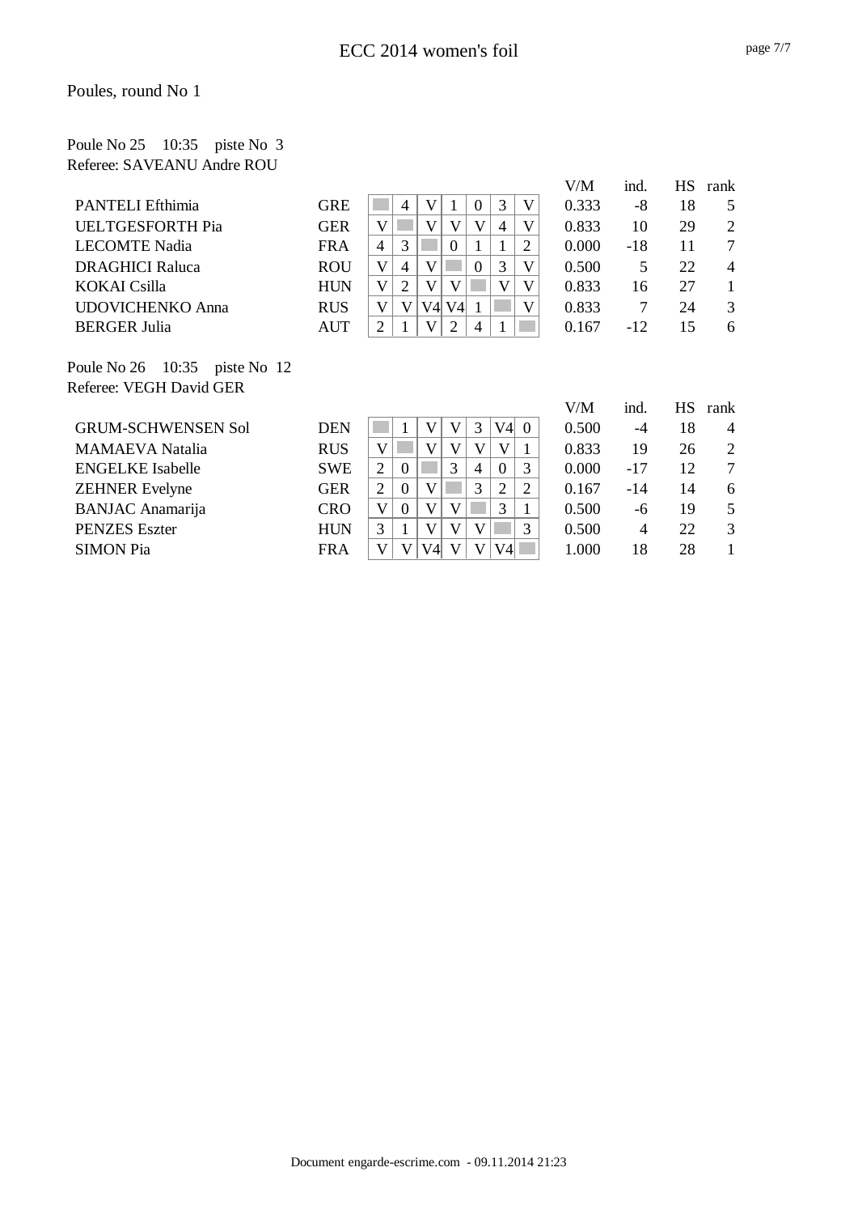# ECC 2014 women's foil

## Poules, round No 1

### Poule No 25 10:35 piste No 3
Referee: SAVEANU Andre ROU

| Name | Nation | 1 | 2 | 3 | 4 | 5 | 6 | 7 | V/M | ind. | HS | rank |
|---|---|---|---|---|---|---|---|---|---|---|---|---|
| PANTELI Efthimia | GRE | | 4 | V | 1 | 0 | 3 | V | 0.333 | -8 | 18 | 5 |
| UELTGESFORTH Pia | GER | V | | V | V | V | 4 | V | 0.833 | 10 | 29 | 2 |
| LECOMTE Nadia | FRA | 4 | 3 | | 0 | 1 | 1 | 2 | 0.000 | -18 | 11 | 7 |
| DRAGHICI Raluca | ROU | V | 4 | V | | 0 | 3 | V | 0.500 | 5 | 22 | 4 |
| KOKAI Csilla | HUN | V | 2 | V | V | | V | V | 0.833 | 16 | 27 | 1 |
| UDOVICHENKO Anna | RUS | V | V | V4 | V4 | 1 | | V | 0.833 | 7 | 24 | 3 |
| BERGER Julia | AUT | 2 | 1 | V | 2 | 4 | 1 | | 0.167 | -12 | 15 | 6 |

### Poule No 26 10:35 piste No 12
Referee: VEGH David GER

| Name | Nation | 1 | 2 | 3 | 4 | 5 | 6 | 7 | V/M | ind. | HS | rank |
|---|---|---|---|---|---|---|---|---|---|---|---|---|
| GRUM-SCHWENSEN Sol | DEN | | 1 | V | V | 3 | V4 | 0 | 0.500 | -4 | 18 | 4 |
| MAMAEVA Natalia | RUS | V | | V | V | V | V | 1 | 0.833 | 19 | 26 | 2 |
| ENGELKE Isabelle | SWE | 2 | 0 | | 3 | 4 | 0 | 3 | 0.000 | -17 | 12 | 7 |
| ZEHNER Evelyne | GER | 2 | 0 | V | | 3 | 2 | 2 | 0.167 | -14 | 14 | 6 |
| BANJAC Anamarija | CRO | V | 0 | V | V | | 3 | 1 | 0.500 | -6 | 19 | 5 |
| PENZES Eszter | HUN | 3 | 1 | V | V | V | | 3 | 0.500 | 4 | 22 | 3 |
| SIMON Pia | FRA | V | V | V4 | V | V | V4 | | 1.000 | 18 | 28 | 1 |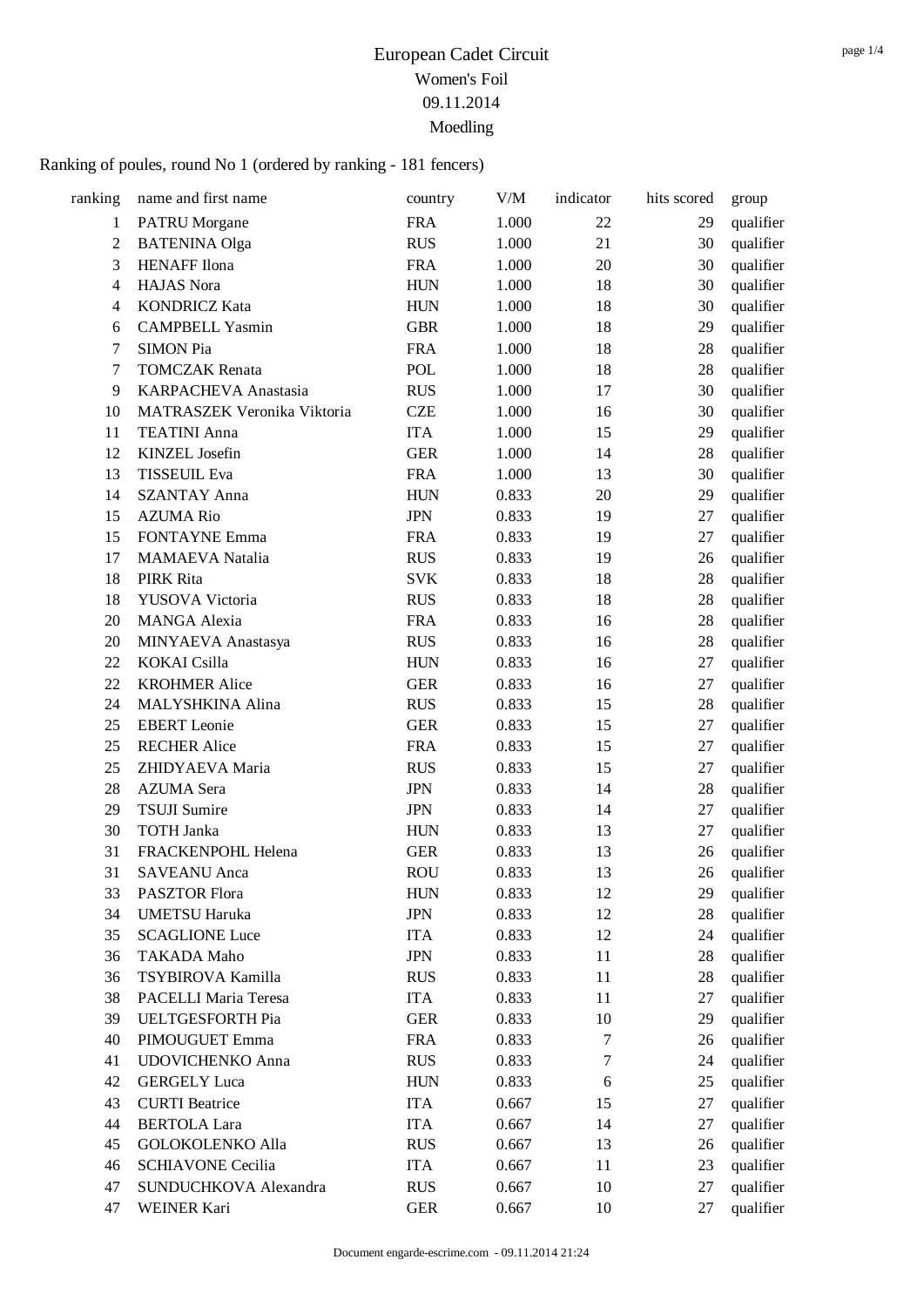# European Cadet Circuit
## Women's Foil
## 09.11.2014
## Moedling

Ranking of poules, round No 1 (ordered by ranking - 181 fencers)

| ranking | name and first name | country | V/M | indicator | hits scored | group |
|---|---|---|---|---|---|---|
| 1 | PATRU Morgane | FRA | 1.000 | 22 | 29 | qualifier |
| 2 | BATENINA Olga | RUS | 1.000 | 21 | 30 | qualifier |
| 3 | HENAFF Ilona | FRA | 1.000 | 20 | 30 | qualifier |
| 4 | HAJAS Nora | HUN | 1.000 | 18 | 30 | qualifier |
| 4 | KONDRICZ Kata | HUN | 1.000 | 18 | 30 | qualifier |
| 6 | CAMPBELL Yasmin | GBR | 1.000 | 18 | 29 | qualifier |
| 7 | SIMON Pia | FRA | 1.000 | 18 | 28 | qualifier |
| 7 | TOMCZAK Renata | POL | 1.000 | 18 | 28 | qualifier |
| 9 | KARPACHEVA Anastasia | RUS | 1.000 | 17 | 30 | qualifier |
| 10 | MATRASZEK Veronika Viktoria | CZE | 1.000 | 16 | 30 | qualifier |
| 11 | TEATINI Anna | ITA | 1.000 | 15 | 29 | qualifier |
| 12 | KINZEL Josefin | GER | 1.000 | 14 | 28 | qualifier |
| 13 | TISSEUIL Eva | FRA | 1.000 | 13 | 30 | qualifier |
| 14 | SZANTAY Anna | HUN | 0.833 | 20 | 29 | qualifier |
| 15 | AZUMA Rio | JPN | 0.833 | 19 | 27 | qualifier |
| 15 | FONTAYNE Emma | FRA | 0.833 | 19 | 27 | qualifier |
| 17 | MAMAEVA Natalia | RUS | 0.833 | 19 | 26 | qualifier |
| 18 | PIRK Rita | SVK | 0.833 | 18 | 28 | qualifier |
| 18 | YUSOVA Victoria | RUS | 0.833 | 18 | 28 | qualifier |
| 20 | MANGA Alexia | FRA | 0.833 | 16 | 28 | qualifier |
| 20 | MINYAEVA Anastasya | RUS | 0.833 | 16 | 28 | qualifier |
| 22 | KOKAI Csilla | HUN | 0.833 | 16 | 27 | qualifier |
| 22 | KROHMER Alice | GER | 0.833 | 16 | 27 | qualifier |
| 24 | MALYSHKINA Alina | RUS | 0.833 | 15 | 28 | qualifier |
| 25 | EBERT Leonie | GER | 0.833 | 15 | 27 | qualifier |
| 25 | RECHER Alice | FRA | 0.833 | 15 | 27 | qualifier |
| 25 | ZHIDYAEVA Maria | RUS | 0.833 | 15 | 27 | qualifier |
| 28 | AZUMA Sera | JPN | 0.833 | 14 | 28 | qualifier |
| 29 | TSUJI Sumire | JPN | 0.833 | 14 | 27 | qualifier |
| 30 | TOTH Janka | HUN | 0.833 | 13 | 27 | qualifier |
| 31 | FRACKENPOHL Helena | GER | 0.833 | 13 | 26 | qualifier |
| 31 | SAVEANU Anca | ROU | 0.833 | 13 | 26 | qualifier |
| 33 | PASZTOR Flora | HUN | 0.833 | 12 | 29 | qualifier |
| 34 | UMETSU Haruka | JPN | 0.833 | 12 | 28 | qualifier |
| 35 | SCAGLIONE Luce | ITA | 0.833 | 12 | 24 | qualifier |
| 36 | TAKADA Maho | JPN | 0.833 | 11 | 28 | qualifier |
| 36 | TSYBIROVA Kamilla | RUS | 0.833 | 11 | 28 | qualifier |
| 38 | PACELLI Maria Teresa | ITA | 0.833 | 11 | 27 | qualifier |
| 39 | UELTGESFORTH Pia | GER | 0.833 | 10 | 29 | qualifier |
| 40 | PIMOUGUET Emma | FRA | 0.833 | 7 | 26 | qualifier |
| 41 | UDOVICHENKO Anna | RUS | 0.833 | 7 | 24 | qualifier |
| 42 | GERGELY Luca | HUN | 0.833 | 6 | 25 | qualifier |
| 43 | CURTI Beatrice | ITA | 0.667 | 15 | 27 | qualifier |
| 44 | BERTOLA Lara | ITA | 0.667 | 14 | 27 | qualifier |
| 45 | GOLOKOLENKO Alla | RUS | 0.667 | 13 | 26 | qualifier |
| 46 | SCHIAVONE Cecilia | ITA | 0.667 | 11 | 23 | qualifier |
| 47 | SUNDUCHKOVA Alexandra | RUS | 0.667 | 10 | 27 | qualifier |
| 47 | WEINER Kari | GER | 0.667 | 10 | 27 | qualifier |

Document engarde-escrime.com - 09.11.2014 21:24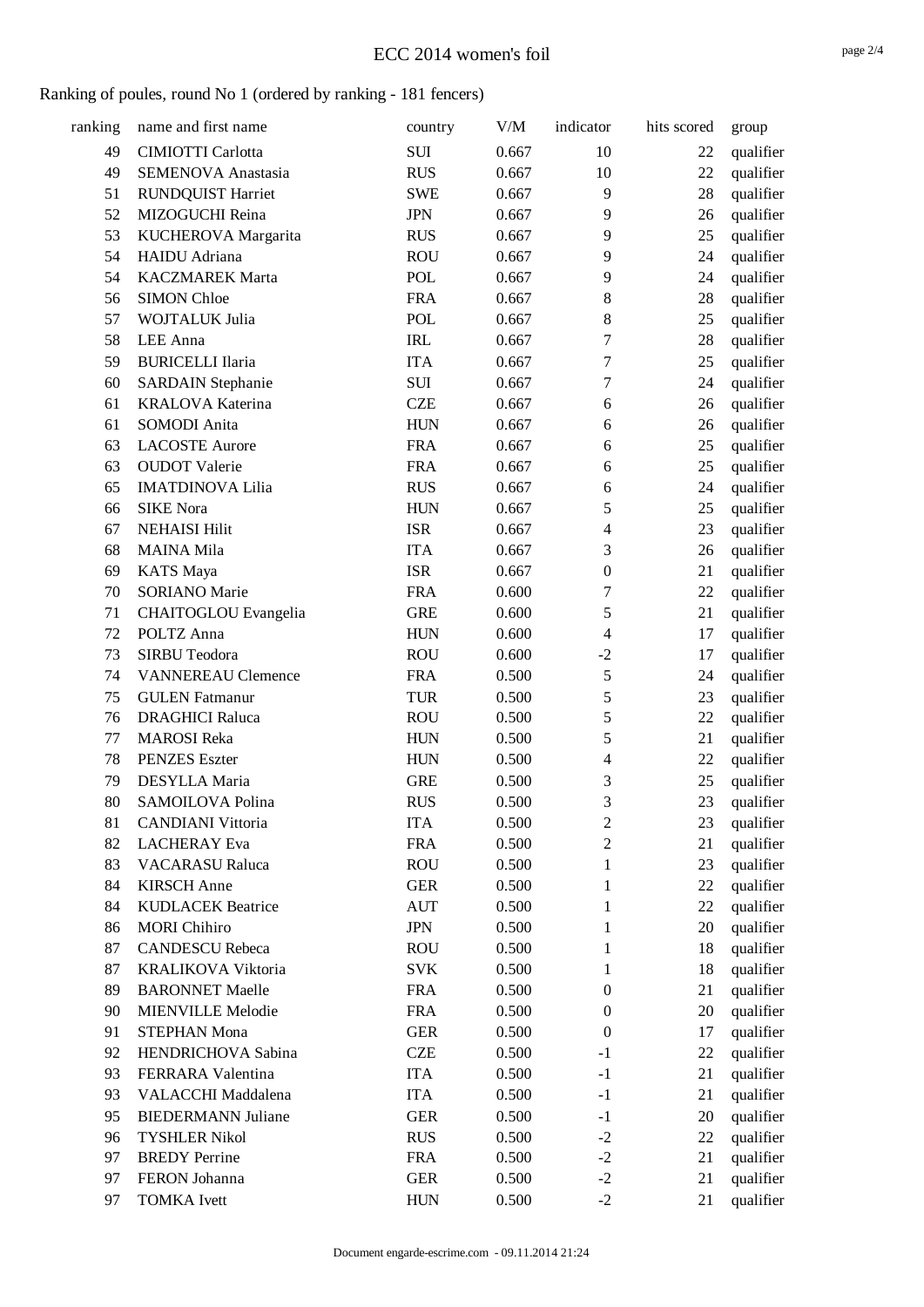# ECC 2014 women's foil

## Ranking of poules, round No 1 (ordered by ranking - 181 fencers)

| ranking | name and first name | country | V/M | indicator | hits scored | group |
|---|---|---|---|---|---|---|
| 49 | CIMIOTTI Carlotta | SUI | 0.667 | 10 | 22 | qualifier |
| 49 | SEMENOVA Anastasia | RUS | 0.667 | 10 | 22 | qualifier |
| 51 | RUNDQUIST Harriet | SWE | 0.667 | 9 | 28 | qualifier |
| 52 | MIZOGUCHI Reina | JPN | 0.667 | 9 | 26 | qualifier |
| 53 | KUCHEROVA Margarita | RUS | 0.667 | 9 | 25 | qualifier |
| 54 | HAIDU Adriana | ROU | 0.667 | 9 | 24 | qualifier |
| 54 | KACZMAREK Marta | POL | 0.667 | 9 | 24 | qualifier |
| 56 | SIMON Chloe | FRA | 0.667 | 8 | 28 | qualifier |
| 57 | WOJTALUK Julia | POL | 0.667 | 8 | 25 | qualifier |
| 58 | LEE Anna | IRL | 0.667 | 7 | 28 | qualifier |
| 59 | BURICELLI Ilaria | ITA | 0.667 | 7 | 25 | qualifier |
| 60 | SARDAIN Stephanie | SUI | 0.667 | 7 | 24 | qualifier |
| 61 | KRALOVA Katerina | CZE | 0.667 | 6 | 26 | qualifier |
| 61 | SOMODI Anita | HUN | 0.667 | 6 | 26 | qualifier |
| 63 | LACOSTE Aurore | FRA | 0.667 | 6 | 25 | qualifier |
| 63 | OUDOT Valerie | FRA | 0.667 | 6 | 25 | qualifier |
| 65 | IMATDINOVA Lilia | RUS | 0.667 | 6 | 24 | qualifier |
| 66 | SIKE Nora | HUN | 0.667 | 5 | 25 | qualifier |
| 67 | NEHAISI Hilit | ISR | 0.667 | 4 | 23 | qualifier |
| 68 | MAINA Mila | ITA | 0.667 | 3 | 26 | qualifier |
| 69 | KATS Maya | ISR | 0.667 | 0 | 21 | qualifier |
| 70 | SORIANO Marie | FRA | 0.600 | 7 | 22 | qualifier |
| 71 | CHAITOGLOU Evangelia | GRE | 0.600 | 5 | 21 | qualifier |
| 72 | POLTZ Anna | HUN | 0.600 | 4 | 17 | qualifier |
| 73 | SIRBU Teodora | ROU | 0.600 | -2 | 17 | qualifier |
| 74 | VANNEREAU Clemence | FRA | 0.500 | 5 | 24 | qualifier |
| 75 | GULEN Fatmanur | TUR | 0.500 | 5 | 23 | qualifier |
| 76 | DRAGHICI Raluca | ROU | 0.500 | 5 | 22 | qualifier |
| 77 | MAROSI Reka | HUN | 0.500 | 5 | 21 | qualifier |
| 78 | PENZES Eszter | HUN | 0.500 | 4 | 22 | qualifier |
| 79 | DESYLLA Maria | GRE | 0.500 | 3 | 25 | qualifier |
| 80 | SAMOILOVA Polina | RUS | 0.500 | 3 | 23 | qualifier |
| 81 | CANDIANI Vittoria | ITA | 0.500 | 2 | 23 | qualifier |
| 82 | LACHERAY Eva | FRA | 0.500 | 2 | 21 | qualifier |
| 83 | VACARASU Raluca | ROU | 0.500 | 1 | 23 | qualifier |
| 84 | KIRSCH Anne | GER | 0.500 | 1 | 22 | qualifier |
| 84 | KUDLACEK Beatrice | AUT | 0.500 | 1 | 22 | qualifier |
| 86 | MORI Chihiro | JPN | 0.500 | 1 | 20 | qualifier |
| 87 | CANDESCU Rebeca | ROU | 0.500 | 1 | 18 | qualifier |
| 87 | KRALIKOVA Viktoria | SVK | 0.500 | 1 | 18 | qualifier |
| 89 | BARONNET Maelle | FRA | 0.500 | 0 | 21 | qualifier |
| 90 | MIENVILLE Melodie | FRA | 0.500 | 0 | 20 | qualifier |
| 91 | STEPHAN Mona | GER | 0.500 | 0 | 17 | qualifier |
| 92 | HENDRICHOVA Sabina | CZE | 0.500 | -1 | 22 | qualifier |
| 93 | FERRARA Valentina | ITA | 0.500 | -1 | 21 | qualifier |
| 93 | VALACCHI Maddalena | ITA | 0.500 | -1 | 21 | qualifier |
| 95 | BIEDERMANN Juliane | GER | 0.500 | -1 | 20 | qualifier |
| 96 | TYSHLER Nikol | RUS | 0.500 | -2 | 22 | qualifier |
| 97 | BREDY Perrine | FRA | 0.500 | -2 | 21 | qualifier |
| 97 | FERON Johanna | GER | 0.500 | -2 | 21 | qualifier |
| 97 | TOMKA Ivett | HUN | 0.500 | -2 | 21 | qualifier |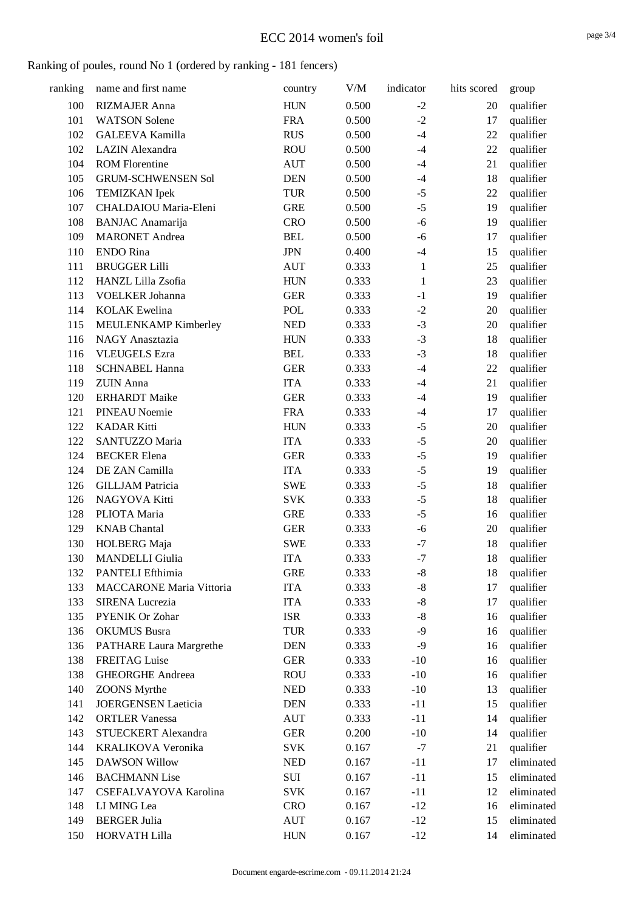# ECC 2014 women's foil

## Ranking of poules, round No 1 (ordered by ranking - 181 fencers)

| ranking | name and first name | country | V/M | indicator | hits scored | group |
|---|---|---|---|---|---|---|
| 100 | RIZMAJER Anna | HUN | 0.500 | -2 | 20 | qualifier |
| 101 | WATSON Solene | FRA | 0.500 | -2 | 17 | qualifier |
| 102 | GALEEVA Kamilla | RUS | 0.500 | -4 | 22 | qualifier |
| 102 | LAZIN Alexandra | ROU | 0.500 | -4 | 22 | qualifier |
| 104 | ROM Florentine | AUT | 0.500 | -4 | 21 | qualifier |
| 105 | GRUM-SCHWENSEN Sol | DEN | 0.500 | -4 | 18 | qualifier |
| 106 | TEMIZKAN Ipek | TUR | 0.500 | -5 | 22 | qualifier |
| 107 | CHALDAIOU Maria-Eleni | GRE | 0.500 | -5 | 19 | qualifier |
| 108 | BANJAC Anamarija | CRO | 0.500 | -6 | 19 | qualifier |
| 109 | MARONET Andrea | BEL | 0.500 | -6 | 17 | qualifier |
| 110 | ENDO Rina | JPN | 0.400 | -4 | 15 | qualifier |
| 111 | BRUGGER Lilli | AUT | 0.333 | 1 | 25 | qualifier |
| 112 | HANZL Lilla Zsofia | HUN | 0.333 | 1 | 23 | qualifier |
| 113 | VOELKER Johanna | GER | 0.333 | -1 | 19 | qualifier |
| 114 | KOLAK Ewelina | POL | 0.333 | -2 | 20 | qualifier |
| 115 | MEULENKAMP Kimberley | NED | 0.333 | -3 | 20 | qualifier |
| 116 | NAGY Anasztazia | HUN | 0.333 | -3 | 18 | qualifier |
| 116 | VLEUGELS Ezra | BEL | 0.333 | -3 | 18 | qualifier |
| 118 | SCHNABEL Hanna | GER | 0.333 | -4 | 22 | qualifier |
| 119 | ZUIN Anna | ITA | 0.333 | -4 | 21 | qualifier |
| 120 | ERHARDT Maike | GER | 0.333 | -4 | 19 | qualifier |
| 121 | PINEAU Noemie | FRA | 0.333 | -4 | 17 | qualifier |
| 122 | KADAR Kitti | HUN | 0.333 | -5 | 20 | qualifier |
| 122 | SANTUZZO Maria | ITA | 0.333 | -5 | 20 | qualifier |
| 124 | BECKER Elena | GER | 0.333 | -5 | 19 | qualifier |
| 124 | DE ZAN Camilla | ITA | 0.333 | -5 | 19 | qualifier |
| 126 | GILLJAM Patricia | SWE | 0.333 | -5 | 18 | qualifier |
| 126 | NAGYOVA Kitti | SVK | 0.333 | -5 | 18 | qualifier |
| 128 | PLIOTA Maria | GRE | 0.333 | -5 | 16 | qualifier |
| 129 | KNAB Chantal | GER | 0.333 | -6 | 20 | qualifier |
| 130 | HOLBERG Maja | SWE | 0.333 | -7 | 18 | qualifier |
| 130 | MANDELLI Giulia | ITA | 0.333 | -7 | 18 | qualifier |
| 132 | PANTELI Efthimia | GRE | 0.333 | -8 | 18 | qualifier |
| 133 | MACCARONE Maria Vittoria | ITA | 0.333 | -8 | 17 | qualifier |
| 133 | SIRENA Lucrezia | ITA | 0.333 | -8 | 17 | qualifier |
| 135 | PYENIK Or Zohar | ISR | 0.333 | -8 | 16 | qualifier |
| 136 | OKUMUS Busra | TUR | 0.333 | -9 | 16 | qualifier |
| 136 | PATHARE Laura Margrethe | DEN | 0.333 | -9 | 16 | qualifier |
| 138 | FREITAG Luise | GER | 0.333 | -10 | 16 | qualifier |
| 138 | GHEORGHE Andreea | ROU | 0.333 | -10 | 16 | qualifier |
| 140 | ZOONS Myrthe | NED | 0.333 | -10 | 13 | qualifier |
| 141 | JOERGENSEN Laeticia | DEN | 0.333 | -11 | 15 | qualifier |
| 142 | ORTLER Vanessa | AUT | 0.333 | -11 | 14 | qualifier |
| 143 | STUECKERT Alexandra | GER | 0.200 | -10 | 14 | qualifier |
| 144 | KRALIKOVA Veronika | SVK | 0.167 | -7 | 21 | qualifier |
| 145 | DAWSON Willow | NED | 0.167 | -11 | 17 | eliminated |
| 146 | BACHMANN Lise | SUI | 0.167 | -11 | 15 | eliminated |
| 147 | CSEFALVAYOVA Karolina | SVK | 0.167 | -11 | 12 | eliminated |
| 148 | LI MING Lea | CRO | 0.167 | -12 | 16 | eliminated |
| 149 | BERGER Julia | AUT | 0.167 | -12 | 15 | eliminated |
| 150 | HORVATH Lilla | HUN | 0.167 | -12 | 14 | eliminated |

Document engarde-escrime.com - 09.11.2014 21:24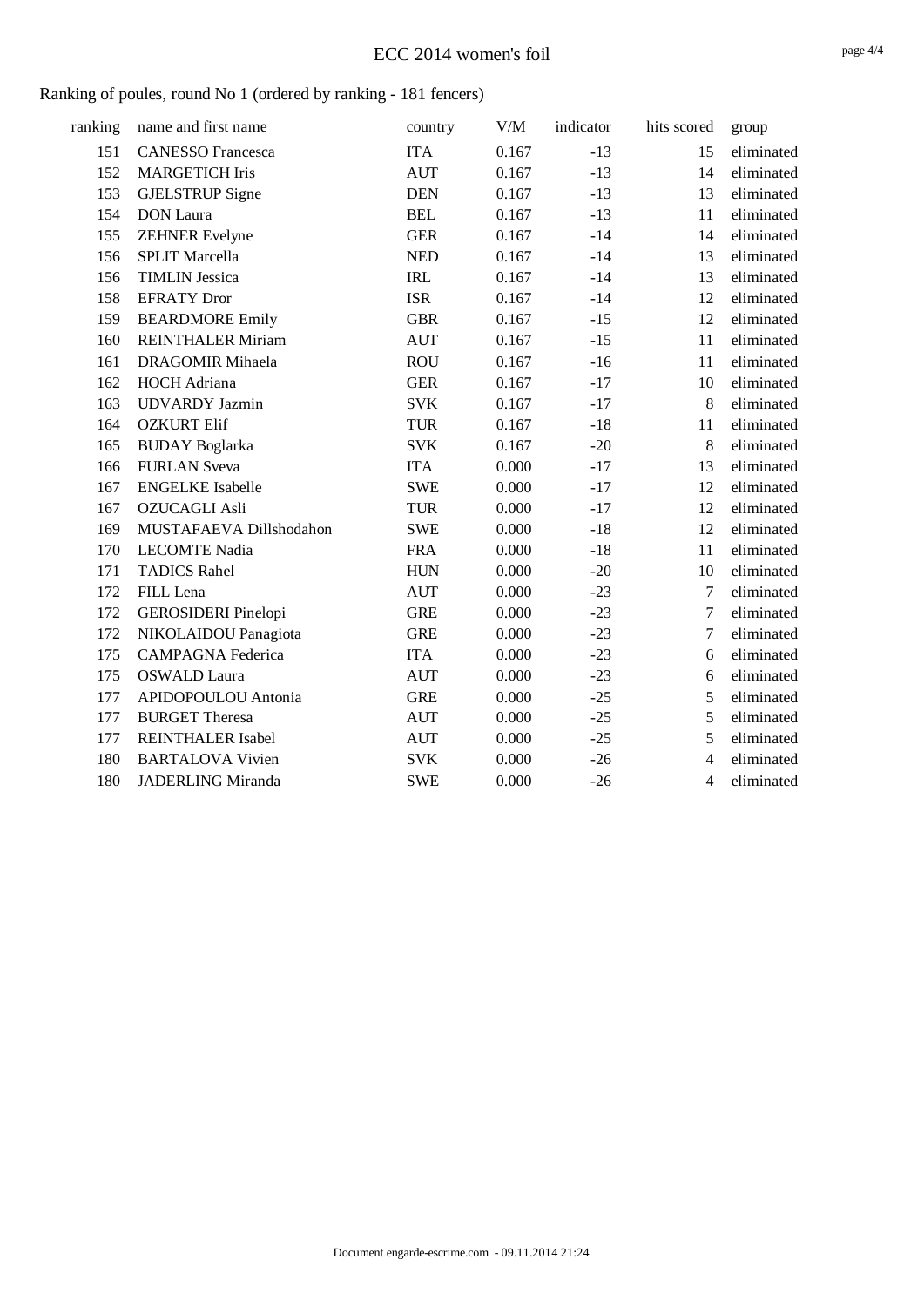## Ranking of poules, round No 1 (ordered by ranking - 181 fencers)

| ranking | name and first name | country | V/M | indicator | hits scored | group |
|---|---|---|---|---|---|---|
| 151 | CANESSO Francesca | ITA | 0.167 | -13 | 15 | eliminated |
| 152 | MARGETICH Iris | AUT | 0.167 | -13 | 14 | eliminated |
| 153 | GJELSTRUP Signe | DEN | 0.167 | -13 | 13 | eliminated |
| 154 | DON Laura | BEL | 0.167 | -13 | 11 | eliminated |
| 155 | ZEHNER Evelyne | GER | 0.167 | -14 | 14 | eliminated |
| 156 | SPLIT Marcella | NED | 0.167 | -14 | 13 | eliminated |
| 156 | TIMLIN Jessica | IRL | 0.167 | -14 | 13 | eliminated |
| 158 | EFRATY Dror | ISR | 0.167 | -14 | 12 | eliminated |
| 159 | BEARDMORE Emily | GBR | 0.167 | -15 | 12 | eliminated |
| 160 | REINTHALER Miriam | AUT | 0.167 | -15 | 11 | eliminated |
| 161 | DRAGOMIR Mihaela | ROU | 0.167 | -16 | 11 | eliminated |
| 162 | HOCH Adriana | GER | 0.167 | -17 | 10 | eliminated |
| 163 | UDVARDY Jazmin | SVK | 0.167 | -17 | 8 | eliminated |
| 164 | OZKURT Elif | TUR | 0.167 | -18 | 11 | eliminated |
| 165 | BUDAY Boglarka | SVK | 0.167 | -20 | 8 | eliminated |
| 166 | FURLAN Sveva | ITA | 0.000 | -17 | 13 | eliminated |
| 167 | ENGELKE Isabelle | SWE | 0.000 | -17 | 12 | eliminated |
| 167 | OZUCAGLI Asli | TUR | 0.000 | -17 | 12 | eliminated |
| 169 | MUSTAFAEVA Dillshodahon | SWE | 0.000 | -18 | 12 | eliminated |
| 170 | LECOMTE Nadia | FRA | 0.000 | -18 | 11 | eliminated |
| 171 | TADICS Rahel | HUN | 0.000 | -20 | 10 | eliminated |
| 172 | FILL Lena | AUT | 0.000 | -23 | 7 | eliminated |
| 172 | GEROSIDERI Pinelopi | GRE | 0.000 | -23 | 7 | eliminated |
| 172 | NIKOLAIDOU Panagiota | GRE | 0.000 | -23 | 7 | eliminated |
| 175 | CAMPAGNA Federica | ITA | 0.000 | -23 | 6 | eliminated |
| 175 | OSWALD Laura | AUT | 0.000 | -23 | 6 | eliminated |
| 177 | APIDOPOULOU Antonia | GRE | 0.000 | -25 | 5 | eliminated |
| 177 | BURGET Theresa | AUT | 0.000 | -25 | 5 | eliminated |
| 177 | REINTHALER Isabel | AUT | 0.000 | -25 | 5 | eliminated |
| 180 | BARTALOVA Vivien | SVK | 0.000 | -26 | 4 | eliminated |
| 180 | JADERLING Miranda | SWE | 0.000 | -26 | 4 | eliminated |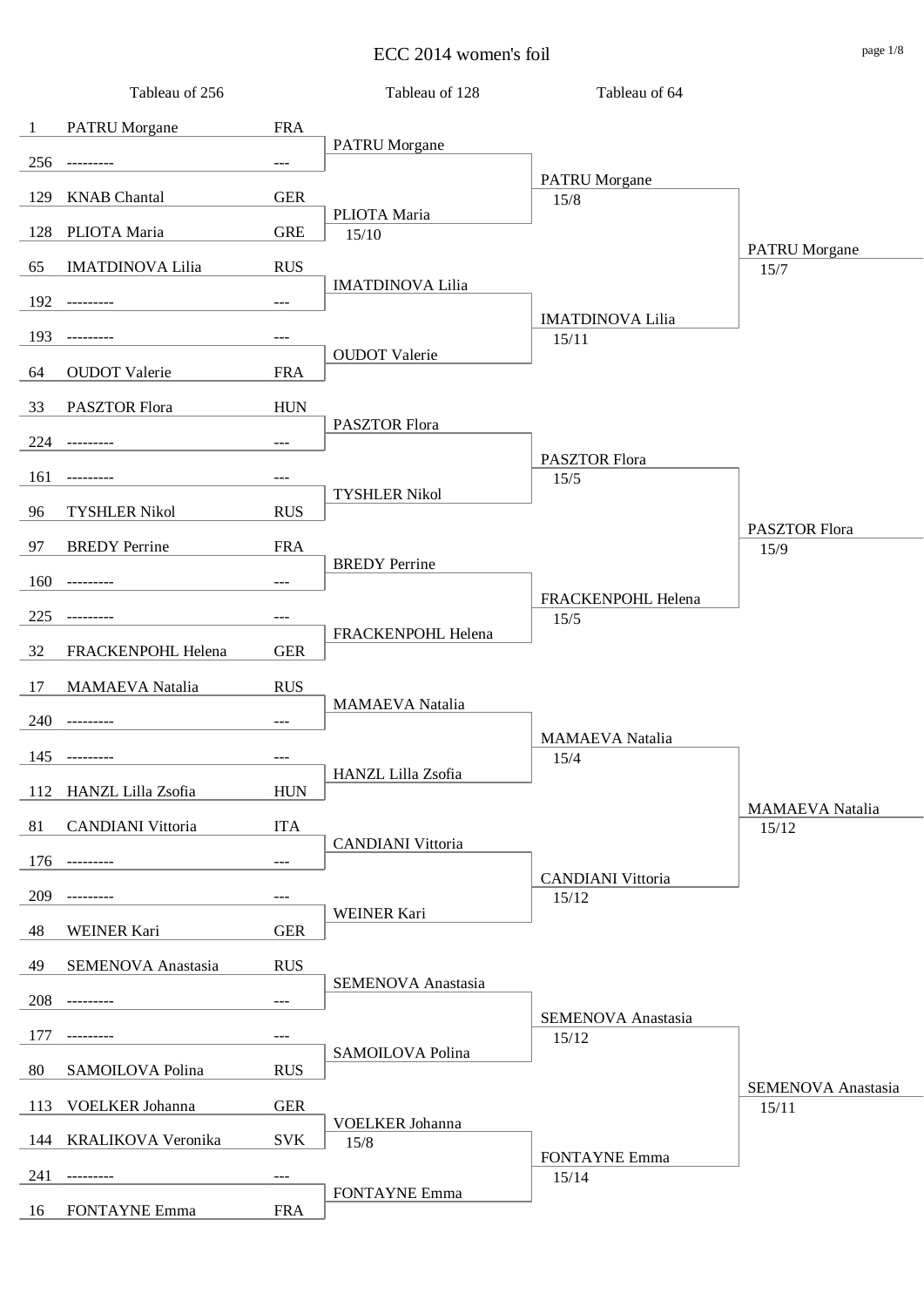# ECC 2014 women's foil

| Tableau of 256 | | | Tableau of 128 | Tableau of 64 | |
|---|---|---|---|---|---|
| 1 | PATRU Morgane | FRA | PATRU Morgane | PATRU Morgane 15/8 | PATRU Morgane 15/7 |
| 256 | --------- | --- | | | |
| 129 | KNAB Chantal | GER | PLIOTA Maria 15/10 | | |
| 128 | PLIOTA Maria | GRE | | | |
| 65 | IMATDINOVA Lilia | RUS | IMATDINOVA Lilia | IMATDINOVA Lilia 15/11 | |
| 192 | --------- | --- | | | |
| 193 | --------- | --- | OUDOT Valerie | | |
| 64 | OUDOT Valerie | FRA | | | |
| 33 | PASZTOR Flora | HUN | PASZTOR Flora | PASZTOR Flora 15/5 | PASZTOR Flora 15/9 |
| 224 | --------- | --- | | | |
| 161 | --------- | --- | TYSHLER Nikol | | |
| 96 | TYSHLER Nikol | RUS | | | |
| 97 | BREDY Perrine | FRA | BREDY Perrine | FRACKENPOHL Helena 15/5 | |
| 160 | --------- | --- | | | |
| 225 | --------- | --- | FRACKENPOHL Helena | | |
| 32 | FRACKENPOHL Helena | GER | | | |
| 17 | MAMAEVA Natalia | RUS | MAMAEVA Natalia | MAMAEVA Natalia 15/4 | MAMAEVA Natalia 15/12 |
| 240 | --------- | --- | | | |
| 145 | --------- | --- | HANZL Lilla Zsofia | | |
| 112 | HANZL Lilla Zsofia | HUN | | | |
| 81 | CANDIANI Vittoria | ITA | CANDIANI Vittoria | CANDIANI Vittoria 15/12 | |
| 176 | --------- | --- | | | |
| 209 | --------- | --- | WEINER Kari | | |
| 48 | WEINER Kari | GER | | | |
| 49 | SEMENOVA Anastasia | RUS | SEMENOVA Anastasia | SEMENOVA Anastasia 15/12 | SEMENOVA Anastasia 15/11 |
| 208 | --------- | --- | | | |
| 177 | --------- | --- | SAMOILOVA Polina | | |
| 80 | SAMOILOVA Polina | RUS | | | |
| 113 | VOELKER Johanna | GER | VOELKER Johanna 15/8 | FONTAYNE Emma 15/14 | |
| 144 | KRALIKOVA Veronika | SVK | | | |
| 241 | --------- | --- | FONTAYNE Emma | | |
| 16 | FONTAYNE Emma | FRA | | | |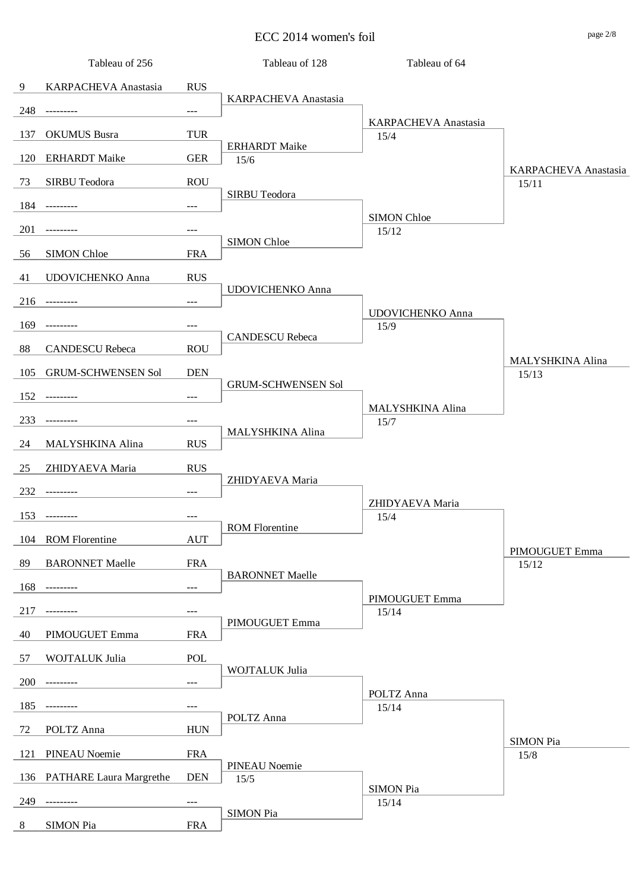# ECC 2014 women's foil

## Tableau of 256

| Seed | Name | Nation |
|---|---|---|
| 9 | KARPACHEVA Anastasia | RUS |
| 248 | --------- | --- |
| 137 | OKUMUS Busra | TUR |
| 120 | ERHARDT Maike | GER |
| 73 | SIRBU Teodora | ROU |
| 184 | --------- | --- |
| 201 | --------- | --- |
| 56 | SIMON Chloe | FRA |
| 41 | UDOVICHENKO Anna | RUS |
| 216 | --------- | --- |
| 169 | --------- | --- |
| 88 | CANDESCU Rebeca | ROU |
| 105 | GRUM-SCHWENSEN Sol | DEN |
| 152 | --------- | --- |
| 233 | --------- | --- |
| 24 | MALYSHKINA Alina | RUS |
| 25 | ZHIDYAEVA Maria | RUS |
| 232 | --------- | --- |
| 153 | --------- | --- |
| 104 | ROM Florentine | AUT |
| 89 | BARONNET Maelle | FRA |
| 168 | --------- | --- |
| 217 | --------- | --- |
| 40 | PIMOUGUET Emma | FRA |
| 57 | WOJTALUK Julia | POL |
| 200 | --------- | --- |
| 185 | --------- | --- |
| 72 | POLTZ Anna | HUN |
| 121 | PINEAU Noemie | FRA |
| 136 | PATHARE Laura Margrethe | DEN |
| 249 | --------- | --- |
| 8 | SIMON Pia | FRA |

## Tableau of 128

| Winner | Score |
|---|---|
| KARPACHEVA Anastasia | |
| ERHARDT Maike | 15/6 |
| SIRBU Teodora | |
| SIMON Chloe | |
| UDOVICHENKO Anna | |
| CANDESCU Rebeca | |
| GRUM-SCHWENSEN Sol | |
| MALYSHKINA Alina | |
| ZHIDYAEVA Maria | |
| ROM Florentine | |
| BARONNET Maelle | |
| PIMOUGUET Emma | |
| WOJTALUK Julia | |
| POLTZ Anna | |
| PINEAU Noemie | 15/5 |
| SIMON Pia | |

## Tableau of 64

| Winner | Score |
|---|---|
| KARPACHEVA Anastasia | 15/4 |
| SIMON Chloe | 15/12 |
| UDOVICHENKO Anna | 15/9 |
| MALYSHKINA Alina | 15/7 |
| ZHIDYAEVA Maria | 15/4 |
| PIMOUGUET Emma | 15/14 |
| POLTZ Anna | 15/14 |
| SIMON Pia | 15/14 |

## Tableau of 32

| Winner | Score |
|---|---|
| KARPACHEVA Anastasia | 15/11 |
| MALYSHKINA Alina | 15/13 |
| PIMOUGUET Emma | 15/12 |
| SIMON Pia | 15/8 |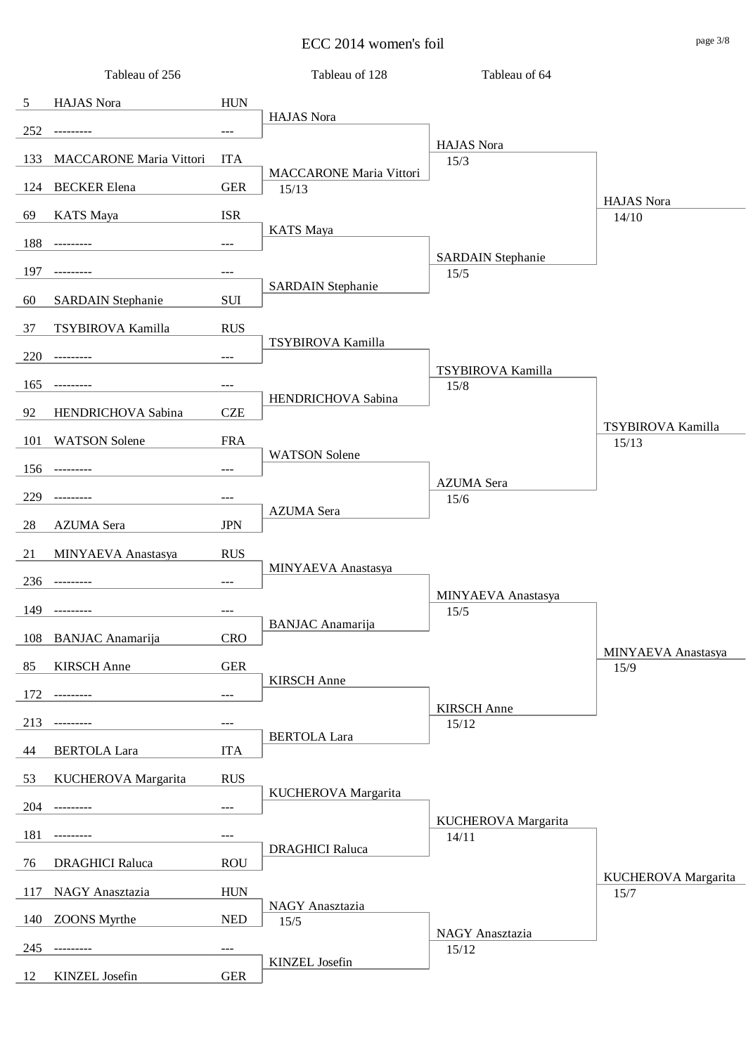# ECC 2014 women's foil

| Tableau of 256 | | | Tableau of 128 | Tableau of 64 | |
|---|---|---|---|---|---|
| 5 | HAJAS Nora | HUN | HAJAS Nora | HAJAS Nora 15/3 | HAJAS Nora 14/10 |
| 252 | --------- | --- | | | |
| 133 | MACCARONE Maria Vittori | ITA | MACCARONE Maria Vittori 15/13 | | |
| 124 | BECKER Elena | GER | | | |
| 69 | KATS Maya | ISR | KATS Maya | SARDAIN Stephanie 15/5 | |
| 188 | --------- | --- | | | |
| 197 | --------- | --- | SARDAIN Stephanie | | |
| 60 | SARDAIN Stephanie | SUI | | | |
| 37 | TSYBIROVA Kamilla | RUS | TSYBIROVA Kamilla | TSYBIROVA Kamilla 15/8 | TSYBIROVA Kamilla 15/13 |
| 220 | --------- | --- | | | |
| 165 | --------- | --- | HENDRICHOVA Sabina | | |
| 92 | HENDRICHOVA Sabina | CZE | | | |
| 101 | WATSON Solene | FRA | WATSON Solene | AZUMA Sera 15/6 | |
| 156 | --------- | --- | | | |
| 229 | --------- | --- | AZUMA Sera | | |
| 28 | AZUMA Sera | JPN | | | |
| 21 | MINYAEVA Anastasya | RUS | MINYAEVA Anastasya | MINYAEVA Anastasya 15/5 | MINYAEVA Anastasya 15/9 |
| 236 | --------- | --- | | | |
| 149 | --------- | --- | BANJAC Anamarija | | |
| 108 | BANJAC Anamarija | CRO | | | |
| 85 | KIRSCH Anne | GER | KIRSCH Anne | KIRSCH Anne 15/12 | |
| 172 | --------- | --- | | | |
| 213 | --------- | --- | BERTOLA Lara | | |
| 44 | BERTOLA Lara | ITA | | | |
| 53 | KUCHEROVA Margarita | RUS | KUCHEROVA Margarita | KUCHEROVA Margarita 14/11 | KUCHEROVA Margarita 15/7 |
| 204 | --------- | --- | | | |
| 181 | --------- | --- | DRAGHICI Raluca | | |
| 76 | DRAGHICI Raluca | ROU | | | |
| 117 | NAGY Anasztazia | HUN | NAGY Anasztazia 15/5 | NAGY Anasztazia 15/12 | |
| 140 | ZOONS Myrthe | NED | | | |
| 245 | --------- | --- | KINZEL Josefin | | |
| 12 | KINZEL Josefin | GER | | | |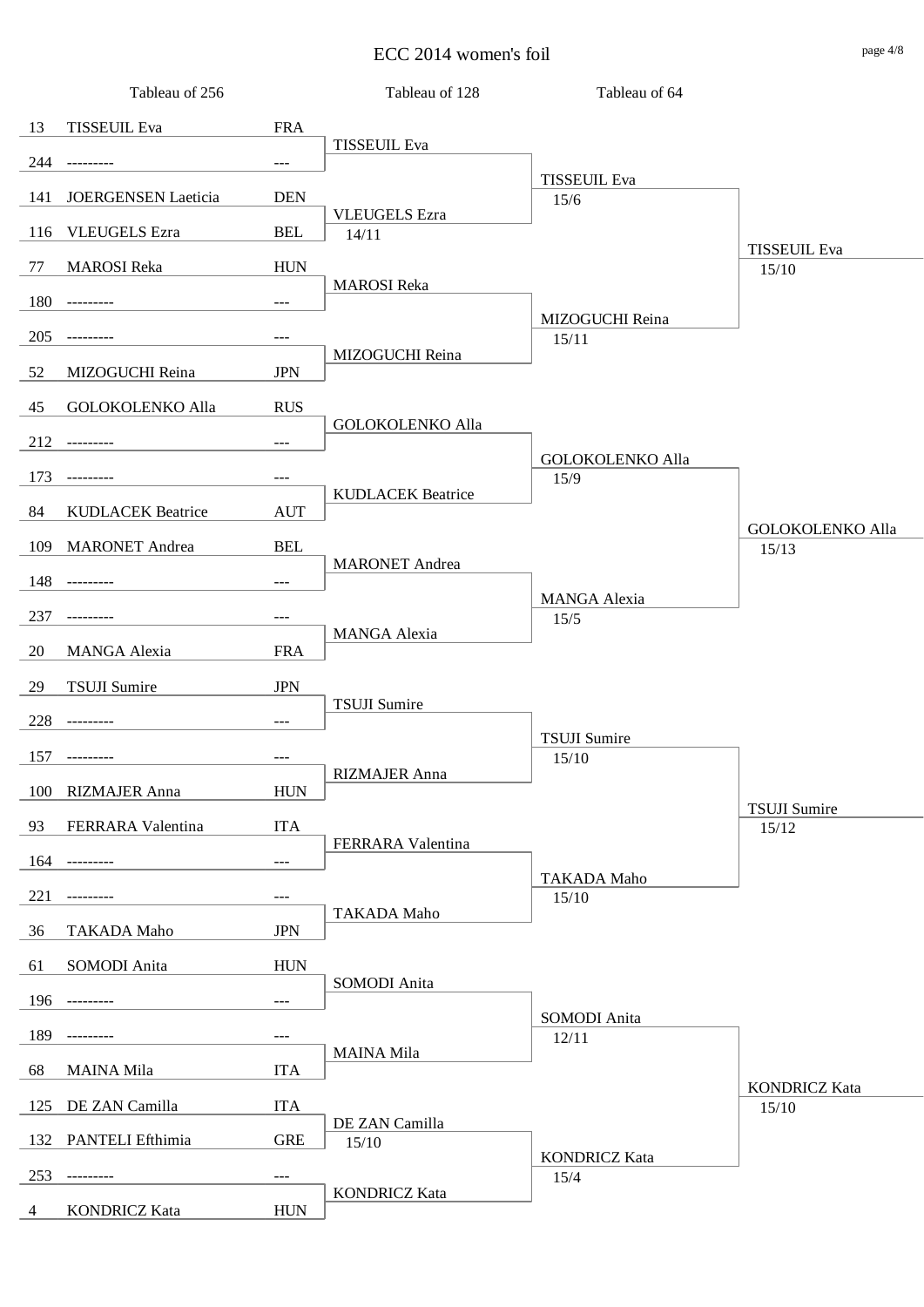# ECC 2014 women's foil

## Tableau of 256

| Seed | Name | Nation |
|---|---|---|
| 13 | TISSEUIL Eva | FRA |
| 244 | --------- | --- |
| 141 | JOERGENSEN Laeticia | DEN |
| 116 | VLEUGELS Ezra | BEL |
| 77 | MAROSI Reka | HUN |
| 180 | --------- | --- |
| 205 | --------- | --- |
| 52 | MIZOGUCHI Reina | JPN |
| 45 | GOLOKOLENKO Alla | RUS |
| 212 | --------- | --- |
| 173 | --------- | --- |
| 84 | KUDLACEK Beatrice | AUT |
| 109 | MARONET Andrea | BEL |
| 148 | --------- | --- |
| 237 | --------- | --- |
| 20 | MANGA Alexia | FRA |
| 29 | TSUJI Sumire | JPN |
| 228 | --------- | --- |
| 157 | --------- | --- |
| 100 | RIZMAJER Anna | HUN |
| 93 | FERRARA Valentina | ITA |
| 164 | --------- | --- |
| 221 | --------- | --- |
| 36 | TAKADA Maho | JPN |
| 61 | SOMODI Anita | HUN |
| 196 | --------- | --- |
| 189 | --------- | --- |
| 68 | MAINA Mila | ITA |
| 125 | DE ZAN Camilla | ITA |
| 132 | PANTELI Efthimia | GRE |
| 253 | --------- | --- |
| 4 | KONDRICZ Kata | HUN |

## Tableau of 128

| Winner | Score |
|---|---|
| TISSEUIL Eva | |
| VLEUGELS Ezra | 14/11 |
| MAROSI Reka | |
| MIZOGUCHI Reina | |
| GOLOKOLENKO Alla | |
| KUDLACEK Beatrice | |
| MARONET Andrea | |
| MANGA Alexia | |
| TSUJI Sumire | |
| RIZMAJER Anna | |
| FERRARA Valentina | |
| TAKADA Maho | |
| SOMODI Anita | |
| MAINA Mila | |
| DE ZAN Camilla | 15/10 |
| KONDRICZ Kata | |

## Tableau of 64

| Winner | Score |
|---|---|
| TISSEUIL Eva | 15/6 |
| MIZOGUCHI Reina | 15/11 |
| GOLOKOLENKO Alla | 15/9 |
| MANGA Alexia | 15/5 |
| TSUJI Sumire | 15/10 |
| TAKADA Maho | 15/10 |
| SOMODI Anita | 12/11 |
| KONDRICZ Kata | 15/4 |

## Tableau of 32

| Winner | Score |
|---|---|
| TISSEUIL Eva | 15/10 |
| GOLOKOLENKO Alla | 15/13 |
| TSUJI Sumire | 15/12 |
| KONDRICZ Kata | 15/10 |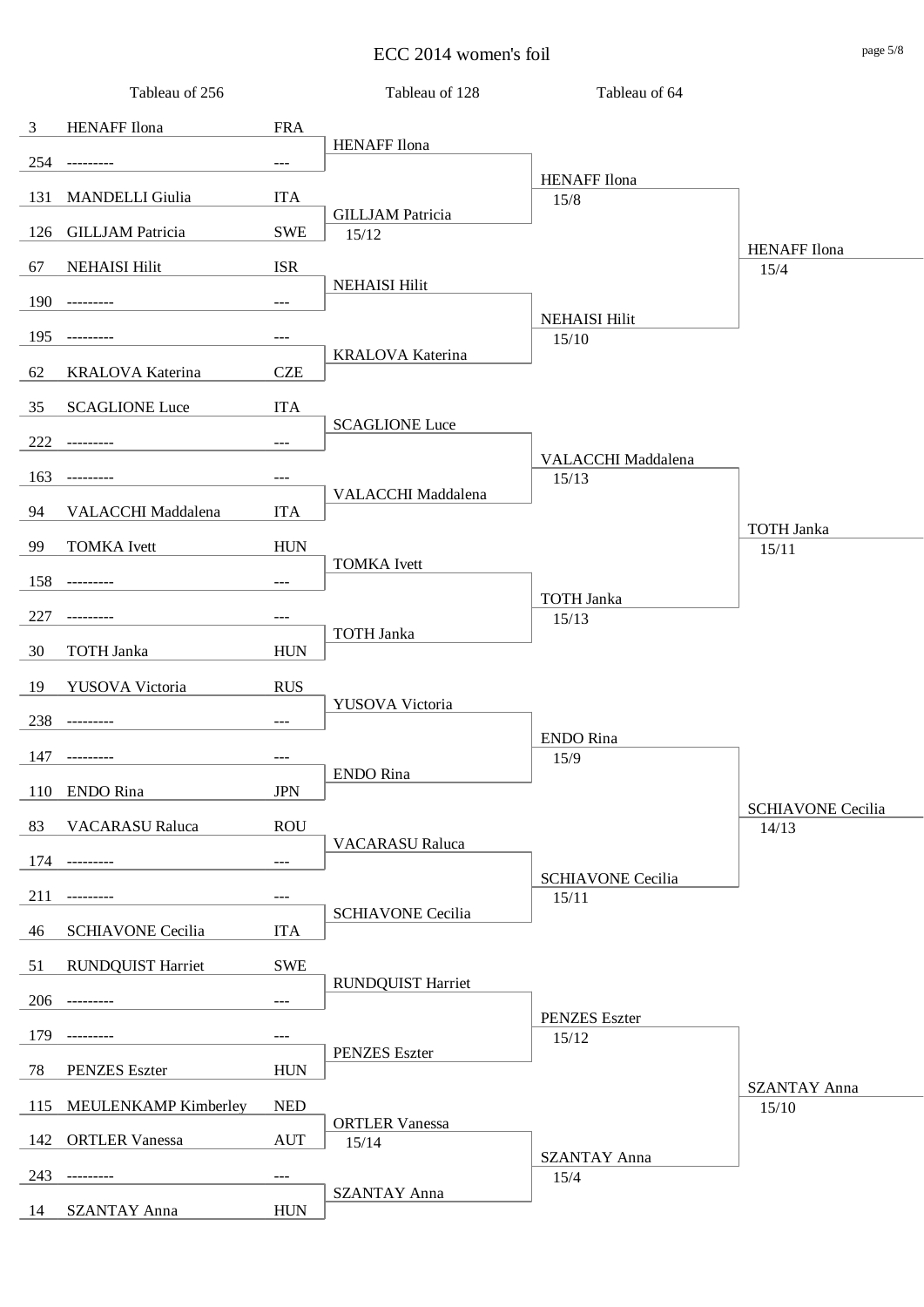# ECC 2014 women's foil

| Tableau of 256 | | | Tableau of 128 | Tableau of 64 | |
|---|---|---|---|---|---|
| 3 | HENAFF Ilona | FRA | HENAFF Ilona | HENAFF Ilona 15/8 | HENAFF Ilona 15/4 |
| 254 | --------- | --- | | | |
| 131 | MANDELLI Giulia | ITA | GILLJAM Patricia 15/12 | | |
| 126 | GILLJAM Patricia | SWE | | | |
| 67 | NEHAISI Hilit | ISR | NEHAISI Hilit | NEHAISI Hilit 15/10 | |
| 190 | --------- | --- | | | |
| 195 | --------- | --- | KRALOVA Katerina | | |
| 62 | KRALOVA Katerina | CZE | | | |
| 35 | SCAGLIONE Luce | ITA | SCAGLIONE Luce | VALACCHI Maddalena 15/13 | TOTH Janka 15/11 |
| 222 | --------- | --- | | | |
| 163 | --------- | --- | VALACCHI Maddalena | | |
| 94 | VALACCHI Maddalena | ITA | | | |
| 99 | TOMKA Ivett | HUN | TOMKA Ivett | TOTH Janka 15/13 | |
| 158 | --------- | --- | | | |
| 227 | --------- | --- | TOTH Janka | | |
| 30 | TOTH Janka | HUN | | | |
| 19 | YUSOVA Victoria | RUS | YUSOVA Victoria | ENDO Rina 15/9 | SCHIAVONE Cecilia 14/13 |
| 238 | --------- | --- | | | |
| 147 | --------- | --- | ENDO Rina | | |
| 110 | ENDO Rina | JPN | | | |
| 83 | VACARASU Raluca | ROU | VACARASU Raluca | SCHIAVONE Cecilia 15/11 | |
| 174 | --------- | --- | | | |
| 211 | --------- | --- | SCHIAVONE Cecilia | | |
| 46 | SCHIAVONE Cecilia | ITA | | | |
| 51 | RUNDQUIST Harriet | SWE | RUNDQUIST Harriet | PENZES Eszter 15/12 | SZANTAY Anna 15/10 |
| 206 | --------- | --- | | | |
| 179 | --------- | --- | PENZES Eszter | | |
| 78 | PENZES Eszter | HUN | | | |
| 115 | MEULENKAMP Kimberley | NED | ORTLER Vanessa 15/14 | SZANTAY Anna 15/4 | |
| 142 | ORTLER Vanessa | AUT | | | |
| 243 | --------- | --- | SZANTAY Anna | | |
| 14 | SZANTAY Anna | HUN | | | |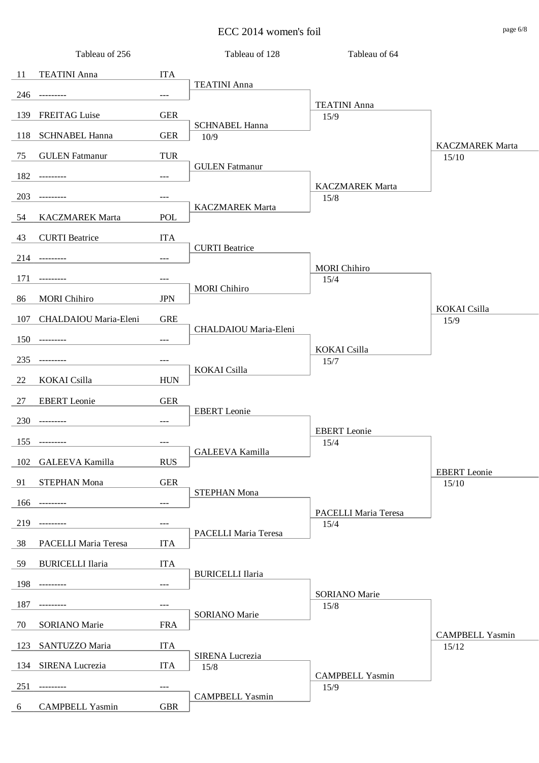# ECC 2014 women's foil

| Seed | Tableau of 256 | Nation | Tableau of 128 | Tableau of 64 | |
|---|---|---|---|---|---|
| 11 | TEATINI Anna | ITA | TEATINI Anna | TEATINI Anna 15/9 | KACZMAREK Marta 15/10 |
| 246 | --------- | --- | | | |
| 139 | FREITAG Luise | GER | SCHNABEL Hanna 10/9 | | |
| 118 | SCHNABEL Hanna | GER | | | |
| 75 | GULEN Fatmanur | TUR | GULEN Fatmanur | KACZMAREK Marta 15/8 | |
| 182 | --------- | --- | | | |
| 203 | --------- | --- | KACZMAREK Marta | | |
| 54 | KACZMAREK Marta | POL | | | |
| 43 | CURTI Beatrice | ITA | CURTI Beatrice | MORI Chihiro 15/4 | KOKAI Csilla 15/9 |
| 214 | --------- | --- | | | |
| 171 | --------- | --- | MORI Chihiro | | |
| 86 | MORI Chihiro | JPN | | | |
| 107 | CHALDAIOU Maria-Eleni | GRE | CHALDAIOU Maria-Eleni | KOKAI Csilla 15/7 | |
| 150 | --------- | --- | | | |
| 235 | --------- | --- | KOKAI Csilla | | |
| 22 | KOKAI Csilla | HUN | | | |
| 27 | EBERT Leonie | GER | EBERT Leonie | EBERT Leonie 15/4 | EBERT Leonie 15/10 |
| 230 | --------- | --- | | | |
| 155 | --------- | --- | GALEEVA Kamilla | | |
| 102 | GALEEVA Kamilla | RUS | | | |
| 91 | STEPHAN Mona | GER | STEPHAN Mona | PACELLI Maria Teresa 15/4 | |
| 166 | --------- | --- | | | |
| 219 | --------- | --- | PACELLI Maria Teresa | | |
| 38 | PACELLI Maria Teresa | ITA | | | |
| 59 | BURICELLI Ilaria | ITA | BURICELLI Ilaria | SORIANO Marie 15/8 | CAMPBELL Yasmin 15/12 |
| 198 | --------- | --- | | | |
| 187 | --------- | --- | SORIANO Marie | | |
| 70 | SORIANO Marie | FRA | | | |
| 123 | SANTUZZO Maria | ITA | SIRENA Lucrezia 15/8 | CAMPBELL Yasmin 15/9 | |
| 134 | SIRENA Lucrezia | ITA | | | |
| 251 | --------- | --- | CAMPBELL Yasmin | | |
| 6 | CAMPBELL Yasmin | GBR | | | |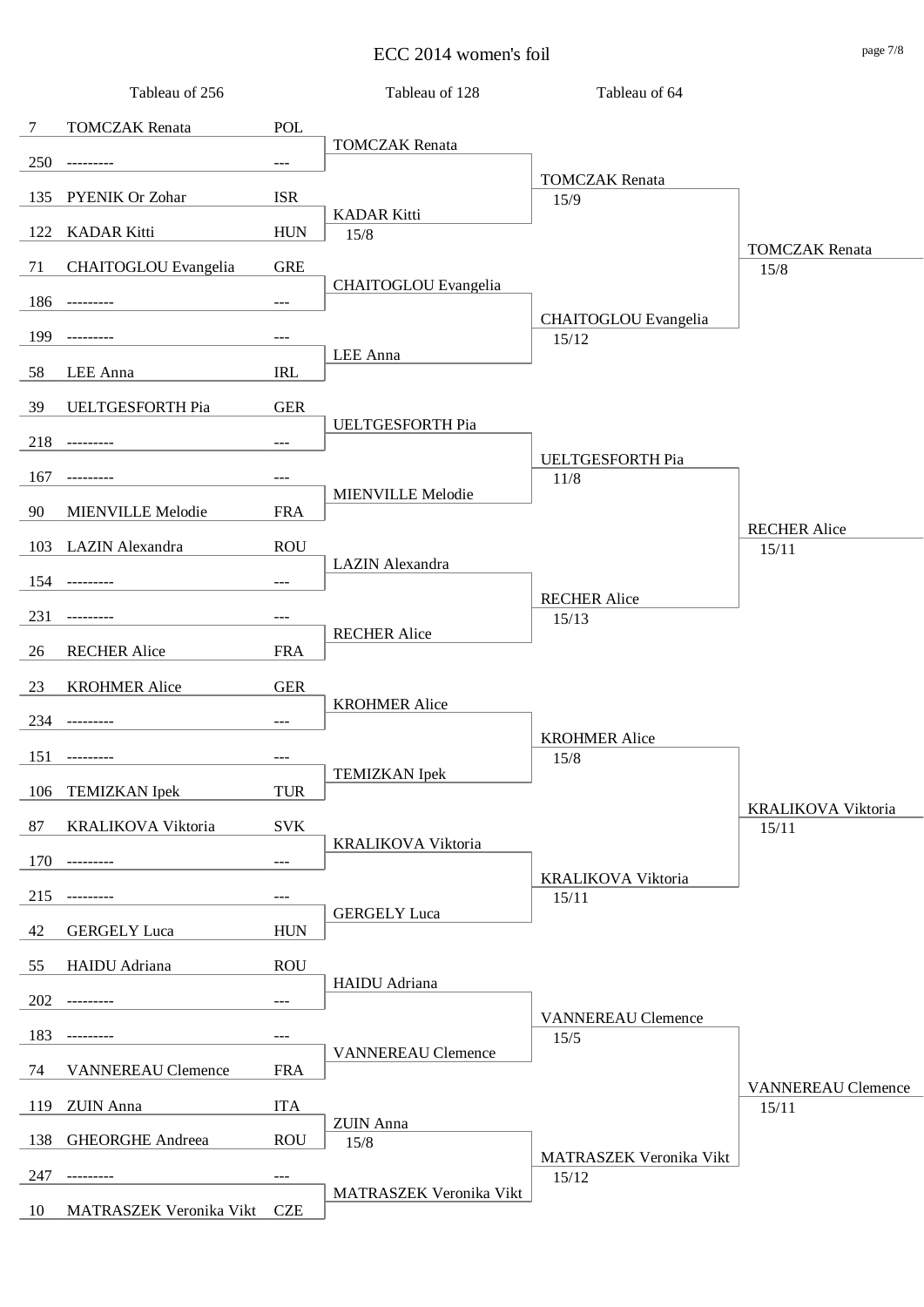# ECC 2014 women's foil

| Tableau of 256 | | | Tableau of 128 | Tableau of 64 | |
|---|---|---|---|---|---|
| 7 | TOMCZAK Renata | POL | TOMCZAK Renata | TOMCZAK Renata 15/9 | TOMCZAK Renata 15/8 |
| 250 | --------- | --- | | | |
| 135 | PYENIK Or Zohar | ISR | KADAR Kitti 15/8 | | |
| 122 | KADAR Kitti | HUN | | | |
| 71 | CHAITOGLOU Evangelia | GRE | CHAITOGLOU Evangelia | CHAITOGLOU Evangelia 15/12 | |
| 186 | --------- | --- | | | |
| 199 | --------- | --- | LEE Anna | | |
| 58 | LEE Anna | IRL | | | |
| 39 | UELTGESFORTH Pia | GER | UELTGESFORTH Pia | UELTGESFORTH Pia 11/8 | RECHER Alice 15/11 |
| 218 | --------- | --- | | | |
| 167 | --------- | --- | MIENVILLE Melodie | | |
| 90 | MIENVILLE Melodie | FRA | | | |
| 103 | LAZIN Alexandra | ROU | LAZIN Alexandra | RECHER Alice 15/13 | |
| 154 | --------- | --- | | | |
| 231 | --------- | --- | RECHER Alice | | |
| 26 | RECHER Alice | FRA | | | |
| 23 | KROHMER Alice | GER | KROHMER Alice | KROHMER Alice 15/8 | KRALIKOVA Viktoria 15/11 |
| 234 | --------- | --- | | | |
| 151 | --------- | --- | TEMIZKAN Ipek | | |
| 106 | TEMIZKAN Ipek | TUR | | | |
| 87 | KRALIKOVA Viktoria | SVK | KRALIKOVA Viktoria | KRALIKOVA Viktoria 15/11 | |
| 170 | --------- | --- | | | |
| 215 | --------- | --- | GERGELY Luca | | |
| 42 | GERGELY Luca | HUN | | | |
| 55 | HAIDU Adriana | ROU | HAIDU Adriana | VANNEREAU Clemence 15/5 | VANNEREAU Clemence 15/11 |
| 202 | --------- | --- | | | |
| 183 | --------- | --- | VANNEREAU Clemence | | |
| 74 | VANNEREAU Clemence | FRA | | | |
| 119 | ZUIN Anna | ITA | ZUIN Anna 15/8 | MATRASZEK Veronika Vikt 15/12 | |
| 138 | GHEORGHE Andreea | ROU | | | |
| 247 | --------- | --- | MATRASZEK Veronika Vikt | | |
| 10 | MATRASZEK Veronika Vikt | CZE | | | |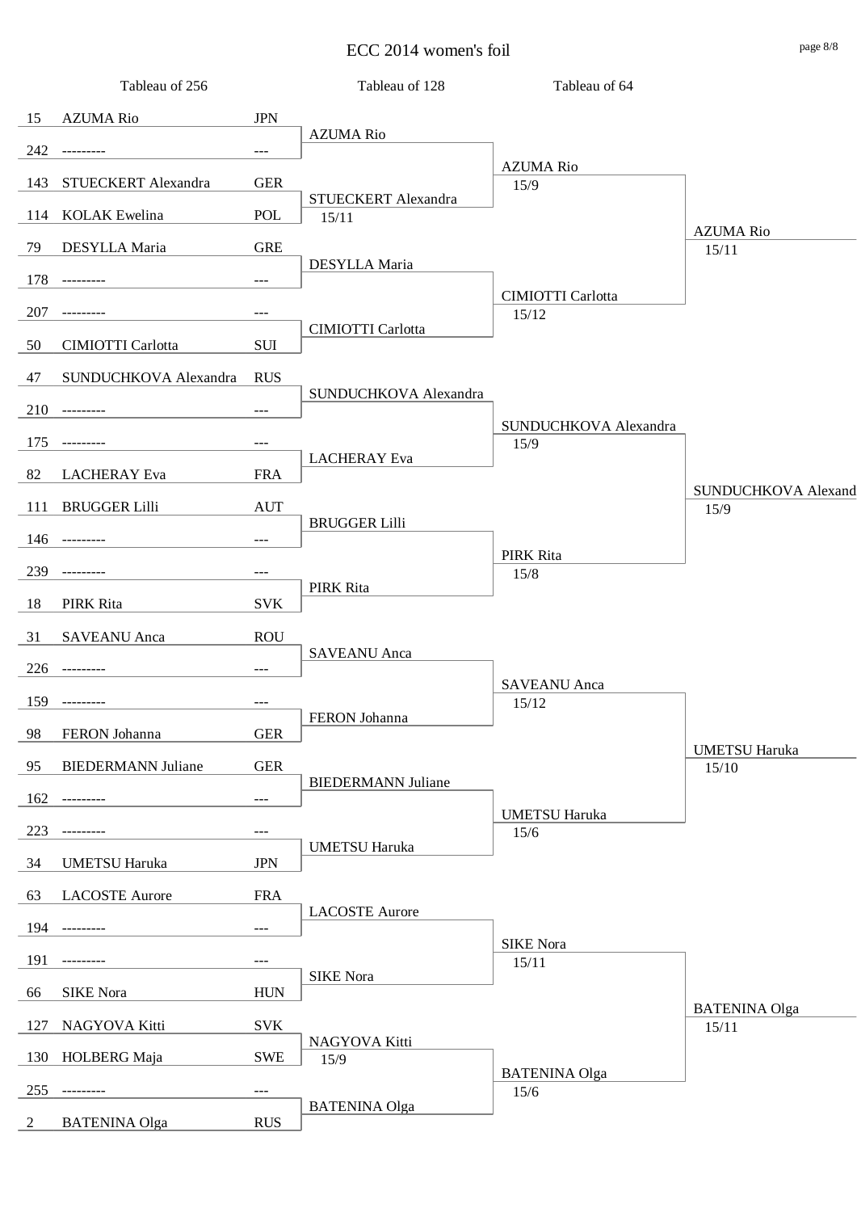# ECC 2014 women's foil

| Tableau of 256 | | | Tableau of 128 | Tableau of 64 | |
|---|---|---|---|---|---|
| 15 | AZUMA Rio | JPN | AZUMA Rio | AZUMA Rio 15/9 | AZUMA Rio 15/11 |
| 242 | --------- | --- | | | |
| 143 | STUECKERT Alexandra | GER | STUECKERT Alexandra 15/11 | | |
| 114 | KOLAK Ewelina | POL | | | |
| 79 | DESYLLA Maria | GRE | DESYLLA Maria | CIMIOTTI Carlotta 15/12 | |
| 178 | --------- | --- | | | |
| 207 | --------- | --- | CIMIOTTI Carlotta | | |
| 50 | CIMIOTTI Carlotta | SUI | | | |
| 47 | SUNDUCHKOVA Alexandra | RUS | SUNDUCHKOVA Alexandra | SUNDUCHKOVA Alexandra 15/9 | SUNDUCHKOVA Alexand 15/9 |
| 210 | --------- | --- | | | |
| 175 | --------- | --- | LACHERAY Eva | | |
| 82 | LACHERAY Eva | FRA | | | |
| 111 | BRUGGER Lilli | AUT | BRUGGER Lilli | PIRK Rita 15/8 | |
| 146 | --------- | --- | | | |
| 239 | --------- | --- | PIRK Rita | | |
| 18 | PIRK Rita | SVK | | | |
| 31 | SAVEANU Anca | ROU | SAVEANU Anca | SAVEANU Anca 15/12 | UMETSU Haruka 15/10 |
| 226 | --------- | --- | | | |
| 159 | --------- | --- | FERON Johanna | | |
| 98 | FERON Johanna | GER | | | |
| 95 | BIEDERMANN Juliane | GER | BIEDERMANN Juliane | UMETSU Haruka 15/6 | |
| 162 | --------- | --- | | | |
| 223 | --------- | --- | UMETSU Haruka | | |
| 34 | UMETSU Haruka | JPN | | | |
| 63 | LACOSTE Aurore | FRA | LACOSTE Aurore | SIKE Nora 15/11 | BATENINA Olga 15/11 |
| 194 | --------- | --- | | | |
| 191 | --------- | --- | SIKE Nora | | |
| 66 | SIKE Nora | HUN | | | |
| 127 | NAGYOVA Kitti | SVK | NAGYOVA Kitti 15/9 | BATENINA Olga 15/6 | |
| 130 | HOLBERG Maja | SWE | | | |
| 255 | --------- | --- | BATENINA Olga | | |
| 2 | BATENINA Olga | RUS | | | |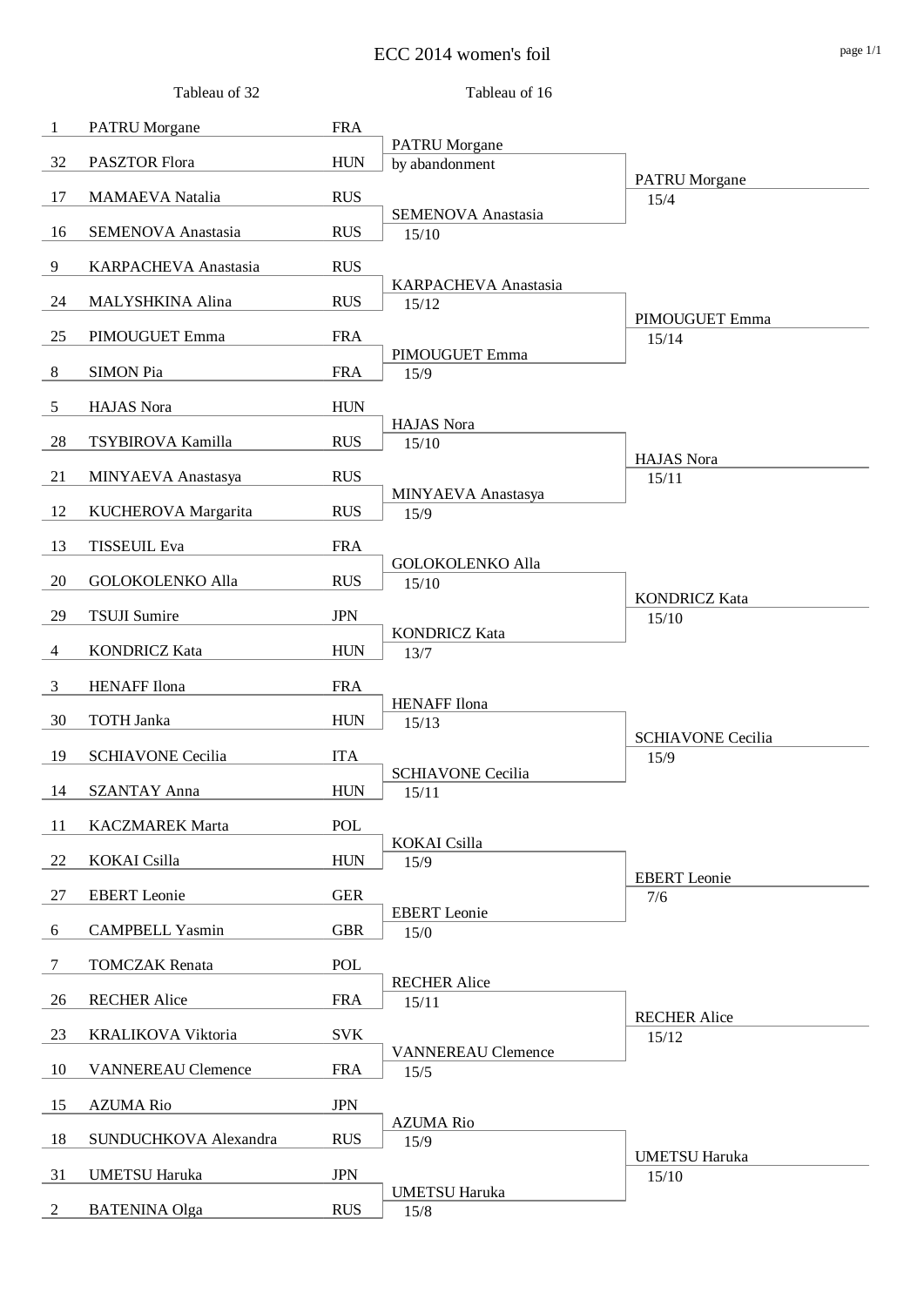# ECC 2014 women's foil

## Tableau of 32

| Seed | Name | Country |
|---|---|---|
| 1 | PATRU Morgane | FRA |
| 32 | PASZTOR Flora | HUN |
| 17 | MAMAEVA Natalia | RUS |
| 16 | SEMENOVA Anastasia | RUS |
| 9 | KARPACHEVA Anastasia | RUS |
| 24 | MALYSHKINA Alina | RUS |
| 25 | PIMOUGUET Emma | FRA |
| 8 | SIMON Pia | FRA |
| 5 | HAJAS Nora | HUN |
| 28 | TSYBIROVA Kamilla | RUS |
| 21 | MINYAEVA Anastasya | RUS |
| 12 | KUCHEROVA Margarita | RUS |
| 13 | TISSEUIL Eva | FRA |
| 20 | GOLOKOLENKO Alla | RUS |
| 29 | TSUJI Sumire | JPN |
| 4 | KONDRICZ Kata | HUN |
| 3 | HENAFF Ilona | FRA |
| 30 | TOTH Janka | HUN |
| 19 | SCHIAVONE Cecilia | ITA |
| 14 | SZANTAY Anna | HUN |
| 11 | KACZMAREK Marta | POL |
| 22 | KOKAI Csilla | HUN |
| 27 | EBERT Leonie | GER |
| 6 | CAMPBELL Yasmin | GBR |
| 7 | TOMCZAK Renata | POL |
| 26 | RECHER Alice | FRA |
| 23 | KRALIKOVA Viktoria | SVK |
| 10 | VANNEREAU Clemence | FRA |
| 15 | AZUMA Rio | JPN |
| 18 | SUNDUCHKOVA Alexandra | RUS |
| 31 | UMETSU Haruka | JPN |
| 2 | BATENINA Olga | RUS |

## Tableau of 16

| Winner | Score |
|---|---|
| PATRU Morgane | by abandonment |
| SEMENOVA Anastasia | 15/10 |
| KARPACHEVA Anastasia | 15/12 |
| PIMOUGUET Emma | 15/9 |
| HAJAS Nora | 15/10 |
| MINYAEVA Anastasya | 15/9 |
| GOLOKOLENKO Alla | 15/10 |
| KONDRICZ Kata | 13/7 |
| HENAFF Ilona | 15/13 |
| SCHIAVONE Cecilia | 15/11 |
| KOKAI Csilla | 15/9 |
| EBERT Leonie | 15/0 |
| RECHER Alice | 15/11 |
| VANNEREAU Clemence | 15/5 |
| AZUMA Rio | 15/9 |
| UMETSU Haruka | 15/8 |

## Tableau of 8

| Winner | Score |
|---|---|
| PATRU Morgane | 15/4 |
| PIMOUGUET Emma | 15/14 |
| HAJAS Nora | 15/11 |
| KONDRICZ Kata | 15/10 |
| SCHIAVONE Cecilia | 15/9 |
| EBERT Leonie | 7/6 |
| RECHER Alice | 15/12 |
| UMETSU Haruka | 15/10 |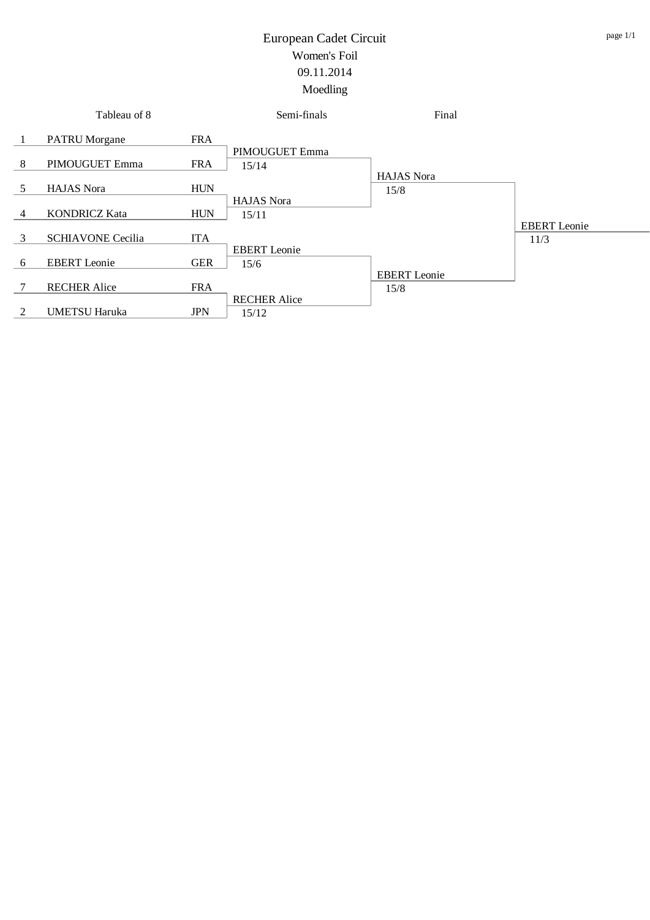# European Cadet Circuit

## Women's Foil

09.11.2014

Moedling

| Tableau of 8 | | | Semi-finals | Final | |
|---|---|---|---|---|---|
| 1 | PATRU Morgane | FRA | | | |
| | | | PIMOUGUET Emma 15/14 | | |
| 8 | PIMOUGUET Emma | FRA | | | |
| | | | | HAJAS Nora 15/8 | |
| 5 | HAJAS Nora | HUN | | | |
| | | | HAJAS Nora 15/11 | | |
| 4 | KONDRICZ Kata | HUN | | | |
| | | | | | EBERT Leonie 11/3 |
| 3 | SCHIAVONE Cecilia | ITA | | | |
| | | | EBERT Leonie 15/6 | | |
| 6 | EBERT Leonie | GER | | | |
| | | | | EBERT Leonie 15/8 | |
| 7 | RECHER Alice | FRA | | | |
| | | | RECHER Alice 15/12 | | |
| 2 | UMETSU Haruka | JPN | | | |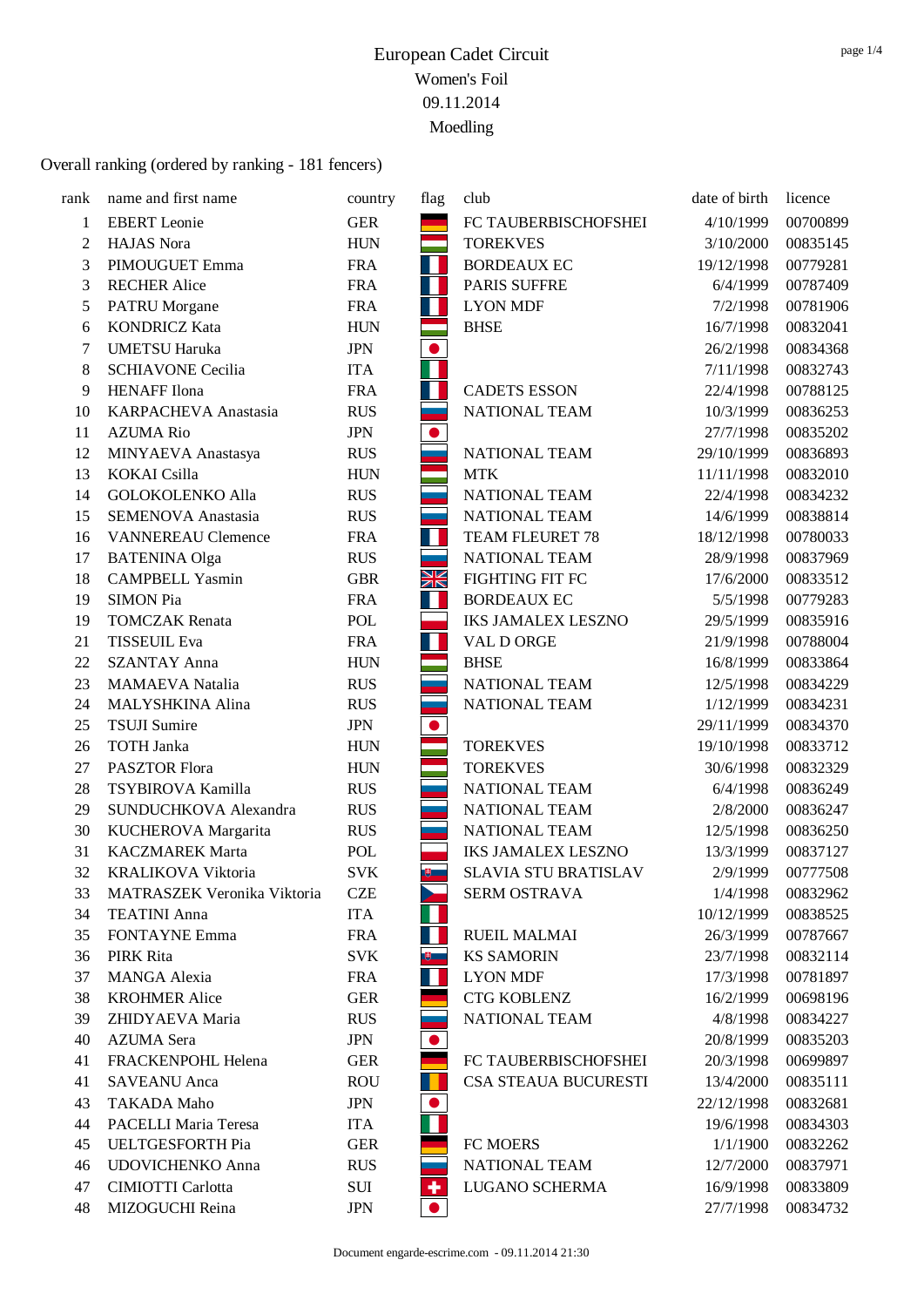# European Cadet Circuit

Women's Foil

09.11.2014

Moedling

Overall ranking (ordered by ranking - 181 fencers)

| rank | name and first name | country | flag | club | date of birth | licence |
|---|---|---|---|---|---|---|
| 1 | EBERT Leonie | GER | | FC TAUBERBISCHOFSHEI | 4/10/1999 | 00700899 |
| 2 | HAJAS Nora | HUN | | TOREKVES | 3/10/2000 | 00835145 |
| 3 | PIMOUGUET Emma | FRA | | BORDEAUX EC | 19/12/1998 | 00779281 |
| 3 | RECHER Alice | FRA | | PARIS SUFFRE | 6/4/1999 | 00787409 |
| 5 | PATRU Morgane | FRA | | LYON MDF | 7/2/1998 | 00781906 |
| 6 | KONDRICZ Kata | HUN | | BHSE | 16/7/1998 | 00832041 |
| 7 | UMETSU Haruka | JPN | | | 26/2/1998 | 00834368 |
| 8 | SCHIAVONE Cecilia | ITA | | | 7/11/1998 | 00832743 |
| 9 | HENAFF Ilona | FRA | | CADETS ESSON | 22/4/1998 | 00788125 |
| 10 | KARPACHEVA Anastasia | RUS | | NATIONAL TEAM | 10/3/1999 | 00836253 |
| 11 | AZUMA Rio | JPN | | | 27/7/1998 | 00835202 |
| 12 | MINYAEVA Anastasya | RUS | | NATIONAL TEAM | 29/10/1999 | 00836893 |
| 13 | KOKAI Csilla | HUN | | MTK | 11/11/1998 | 00832010 |
| 14 | GOLOKOLENKO Alla | RUS | | NATIONAL TEAM | 22/4/1998 | 00834232 |
| 15 | SEMENOVA Anastasia | RUS | | NATIONAL TEAM | 14/6/1999 | 00838814 |
| 16 | VANNEREAU Clemence | FRA | | TEAM FLEURET 78 | 18/12/1998 | 00780033 |
| 17 | BATENINA Olga | RUS | | NATIONAL TEAM | 28/9/1998 | 00837969 |
| 18 | CAMPBELL Yasmin | GBR | | FIGHTING FIT FC | 17/6/2000 | 00833512 |
| 19 | SIMON Pia | FRA | | BORDEAUX EC | 5/5/1998 | 00779283 |
| 19 | TOMCZAK Renata | POL | | IKS JAMALEX LESZNO | 29/5/1999 | 00835916 |
| 21 | TISSEUIL Eva | FRA | | VAL D ORGE | 21/9/1998 | 00788004 |
| 22 | SZANTAY Anna | HUN | | BHSE | 16/8/1999 | 00833864 |
| 23 | MAMAEVA Natalia | RUS | | NATIONAL TEAM | 12/5/1998 | 00834229 |
| 24 | MALYSHKINA Alina | RUS | | NATIONAL TEAM | 1/12/1999 | 00834231 |
| 25 | TSUJI Sumire | JPN | | | 29/11/1999 | 00834370 |
| 26 | TOTH Janka | HUN | | TOREKVES | 19/10/1998 | 00833712 |
| 27 | PASZTOR Flora | HUN | | TOREKVES | 30/6/1998 | 00832329 |
| 28 | TSYBIROVA Kamilla | RUS | | NATIONAL TEAM | 6/4/1998 | 00836249 |
| 29 | SUNDUCHKOVA Alexandra | RUS | | NATIONAL TEAM | 2/8/2000 | 00836247 |
| 30 | KUCHEROVA Margarita | RUS | | NATIONAL TEAM | 12/5/1998 | 00836250 |
| 31 | KACZMAREK Marta | POL | | IKS JAMALEX LESZNO | 13/3/1999 | 00837127 |
| 32 | KRALIKOVA Viktoria | SVK | | SLAVIA STU BRATISLAV | 2/9/1999 | 00777508 |
| 33 | MATRASZEK Veronika Viktoria | CZE | | SERM OSTRAVA | 1/4/1998 | 00832962 |
| 34 | TEATINI Anna | ITA | | | 10/12/1999 | 00838525 |
| 35 | FONTAYNE Emma | FRA | | RUEIL MALMAI | 26/3/1999 | 00787667 |
| 36 | PIRK Rita | SVK | | KS SAMORIN | 23/7/1998 | 00832114 |
| 37 | MANGA Alexia | FRA | | LYON MDF | 17/3/1998 | 00781897 |
| 38 | KROHMER Alice | GER | | CTG KOBLENZ | 16/2/1999 | 00698196 |
| 39 | ZHIDYAEVA Maria | RUS | | NATIONAL TEAM | 4/8/1998 | 00834227 |
| 40 | AZUMA Sera | JPN | | | 20/8/1999 | 00835203 |
| 41 | FRACKENPOHL Helena | GER | | FC TAUBERBISCHOFSHEI | 20/3/1998 | 00699897 |
| 41 | SAVEANU Anca | ROU | | CSA STEAUA BUCURESTI | 13/4/2000 | 00835111 |
| 43 | TAKADA Maho | JPN | | | 22/12/1998 | 00832681 |
| 44 | PACELLI Maria Teresa | ITA | | | 19/6/1998 | 00834303 |
| 45 | UELTGESFORTH Pia | GER | | FC MOERS | 1/1/1900 | 00832262 |
| 46 | UDOVICHENKO Anna | RUS | | NATIONAL TEAM | 12/7/2000 | 00837971 |
| 47 | CIMIOTTI Carlotta | SUI | | LUGANO SCHERMA | 16/9/1998 | 00833809 |
| 48 | MIZOGUCHI Reina | JPN | | | 27/7/1998 | 00834732 |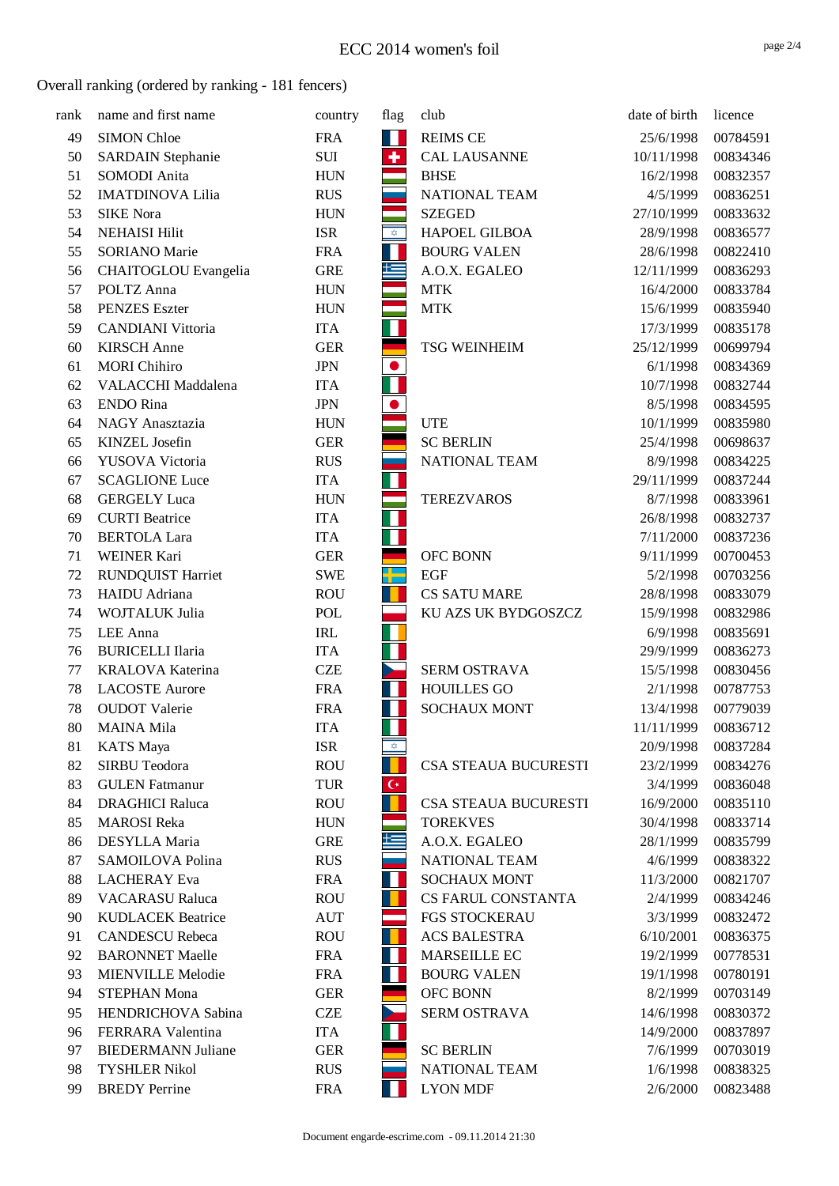# ECC 2014 women's foil

## Overall ranking (ordered by ranking - 181 fencers)

| rank | name and first name | country | flag | club | date of birth | licence |
|---|---|---|---|---|---|---|
| 49 | SIMON Chloe | FRA | | REIMS CE | 25/6/1998 | 00784591 |
| 50 | SARDAIN Stephanie | SUI | | CAL LAUSANNE | 10/11/1998 | 00834346 |
| 51 | SOMODI Anita | HUN | | BHSE | 16/2/1998 | 00832357 |
| 52 | IMATDINOVA Lilia | RUS | | NATIONAL TEAM | 4/5/1999 | 00836251 |
| 53 | SIKE Nora | HUN | | SZEGED | 27/10/1999 | 00833632 |
| 54 | NEHAISI Hilit | ISR | | HAPOEL GILBOA | 28/9/1998 | 00836577 |
| 55 | SORIANO Marie | FRA | | BOURG VALEN | 28/6/1998 | 00822410 |
| 56 | CHAITOGLOU Evangelia | GRE | | A.O.X. EGALEO | 12/11/1999 | 00836293 |
| 57 | POLTZ Anna | HUN | | MTK | 16/4/2000 | 00833784 |
| 58 | PENZES Eszter | HUN | | MTK | 15/6/1999 | 00835940 |
| 59 | CANDIANI Vittoria | ITA | | | 17/3/1999 | 00835178 |
| 60 | KIRSCH Anne | GER | | TSG WEINHEIM | 25/12/1999 | 00699794 |
| 61 | MORI Chihiro | JPN | | | 6/1/1998 | 00834369 |
| 62 | VALACCHI Maddalena | ITA | | | 10/7/1998 | 00832744 |
| 63 | ENDO Rina | JPN | | | 8/5/1998 | 00834595 |
| 64 | NAGY Anasztazia | HUN | | UTE | 10/1/1999 | 00835980 |
| 65 | KINZEL Josefin | GER | | SC BERLIN | 25/4/1998 | 00698637 |
| 66 | YUSOVA Victoria | RUS | | NATIONAL TEAM | 8/9/1998 | 00834225 |
| 67 | SCAGLIONE Luce | ITA | | | 29/11/1999 | 00837244 |
| 68 | GERGELY Luca | HUN | | TEREZVAROS | 8/7/1998 | 00833961 |
| 69 | CURTI Beatrice | ITA | | | 26/8/1998 | 00832737 |
| 70 | BERTOLA Lara | ITA | | | 7/11/2000 | 00837236 |
| 71 | WEINER Kari | GER | | OFC BONN | 9/11/1999 | 00700453 |
| 72 | RUNDQUIST Harriet | SWE | | EGF | 5/2/1998 | 00703256 |
| 73 | HAIDU Adriana | ROU | | CS SATU MARE | 28/8/1998 | 00833079 |
| 74 | WOJTALUK Julia | POL | | KU AZS UK BYDGOSZCZ | 15/9/1998 | 00832986 |
| 75 | LEE Anna | IRL | | | 6/9/1998 | 00835691 |
| 76 | BURICELLI Ilaria | ITA | | | 29/9/1999 | 00836273 |
| 77 | KRALOVA Katerina | CZE | | SERM OSTRAVA | 15/5/1998 | 00830456 |
| 78 | LACOSTE Aurore | FRA | | HOUILLES GO | 2/1/1998 | 00787753 |
| 78 | OUDOT Valerie | FRA | | SOCHAUX MONT | 13/4/1998 | 00779039 |
| 80 | MAINA Mila | ITA | | | 11/11/1999 | 00836712 |
| 81 | KATS Maya | ISR | | | 20/9/1998 | 00837284 |
| 82 | SIRBU Teodora | ROU | | CSA STEAUA BUCURESTI | 23/2/1999 | 00834276 |
| 83 | GULEN Fatmanur | TUR | | | 3/4/1999 | 00836048 |
| 84 | DRAGHICI Raluca | ROU | | CSA STEAUA BUCURESTI | 16/9/2000 | 00835110 |
| 85 | MAROSI Reka | HUN | | TOREKVES | 30/4/1998 | 00833714 |
| 86 | DESYLLA Maria | GRE | | A.O.X. EGALEO | 28/1/1999 | 00835799 |
| 87 | SAMOILOVA Polina | RUS | | NATIONAL TEAM | 4/6/1999 | 00838322 |
| 88 | LACHERAY Eva | FRA | | SOCHAUX MONT | 11/3/2000 | 00821707 |
| 89 | VACARASU Raluca | ROU | | CS FARUL CONSTANTA | 2/4/1999 | 00834246 |
| 90 | KUDLACEK Beatrice | AUT | | FGS STOCKERAU | 3/3/1999 | 00832472 |
| 91 | CANDESCU Rebeca | ROU | | ACS BALESTRA | 6/10/2001 | 00836375 |
| 92 | BARONNET Maelle | FRA | | MARSEILLE EC | 19/2/1999 | 00778531 |
| 93 | MIENVILLE Melodie | FRA | | BOURG VALEN | 19/1/1998 | 00780191 |
| 94 | STEPHAN Mona | GER | | OFC BONN | 8/2/1999 | 00703149 |
| 95 | HENDRICHOVA Sabina | CZE | | SERM OSTRAVA | 14/6/1998 | 00830372 |
| 96 | FERRARA Valentina | ITA | | | 14/9/2000 | 00837897 |
| 97 | BIEDERMANN Juliane | GER | | SC BERLIN | 7/6/1999 | 00703019 |
| 98 | TYSHLER Nikol | RUS | | NATIONAL TEAM | 1/6/1998 | 00838325 |
| 99 | BREDY Perrine | FRA | | LYON MDF | 2/6/2000 | 00823488 |

Document engarde-escrime.com - 09.11.2014 21:30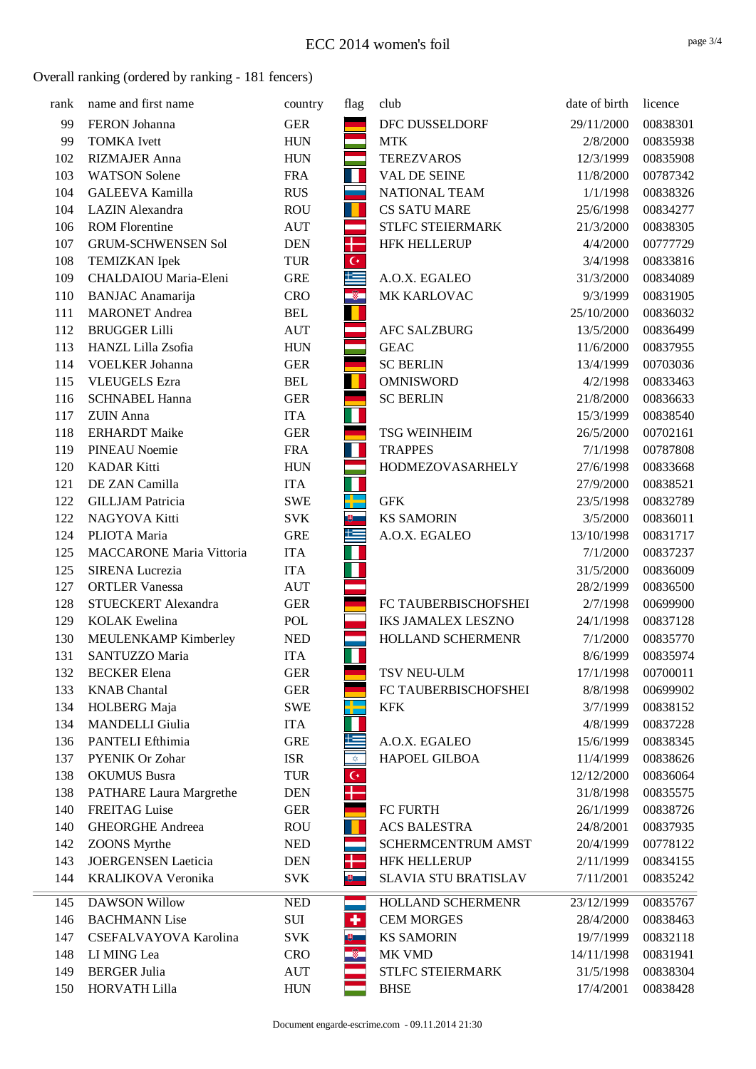# ECC 2014 women's foil

Overall ranking (ordered by ranking - 181 fencers)

| rank | name and first name | country | flag | club | date of birth | licence |
|---|---|---|---|---|---|---|
| 99 | FERON Johanna | GER | | DFC DUSSELDORF | 29/11/2000 | 00838301 |
| 99 | TOMKA Ivett | HUN | | MTK | 2/8/2000 | 00835938 |
| 102 | RIZMAJER Anna | HUN | | TEREZVAROS | 12/3/1999 | 00835908 |
| 103 | WATSON Solene | FRA | | VAL DE SEINE | 11/8/2000 | 00787342 |
| 104 | GALEEVA Kamilla | RUS | | NATIONAL TEAM | 1/1/1998 | 00838326 |
| 104 | LAZIN Alexandra | ROU | | CS SATU MARE | 25/6/1998 | 00834277 |
| 106 | ROM Florentine | AUT | | STLFC STEIERMARK | 21/3/2000 | 00838305 |
| 107 | GRUM-SCHWENSEN Sol | DEN | | HFK HELLERUP | 4/4/2000 | 00777729 |
| 108 | TEMIZKAN Ipek | TUR | | | 3/4/1998 | 00833816 |
| 109 | CHALDAIOU Maria-Eleni | GRE | | A.O.X. EGALEO | 31/3/2000 | 00834089 |
| 110 | BANJAC Anamarija | CRO | | MK KARLOVAC | 9/3/1999 | 00831905 |
| 111 | MARONET Andrea | BEL | | | 25/10/2000 | 00836032 |
| 112 | BRUGGER Lilli | AUT | | AFC SALZBURG | 13/5/2000 | 00836499 |
| 113 | HANZL Lilla Zsofia | HUN | | GEAC | 11/6/2000 | 00837955 |
| 114 | VOELKER Johanna | GER | | SC BERLIN | 13/4/1999 | 00703036 |
| 115 | VLEUGELS Ezra | BEL | | OMNISWORD | 4/2/1998 | 00833463 |
| 116 | SCHNABEL Hanna | GER | | SC BERLIN | 21/8/2000 | 00836633 |
| 117 | ZUIN Anna | ITA | | | 15/3/1999 | 00838540 |
| 118 | ERHARDT Maike | GER | | TSG WEINHEIM | 26/5/2000 | 00702161 |
| 119 | PINEAU Noemie | FRA | | TRAPPES | 7/1/1998 | 00787808 |
| 120 | KADAR Kitti | HUN | | HODMEZOVASARHELY | 27/6/1998 | 00833668 |
| 121 | DE ZAN Camilla | ITA | | | 27/9/2000 | 00838521 |
| 122 | GILLJAM Patricia | SWE | | GFK | 23/5/1998 | 00832789 |
| 122 | NAGYOVA Kitti | SVK | | KS SAMORIN | 3/5/2000 | 00836011 |
| 124 | PLIOTA Maria | GRE | | A.O.X. EGALEO | 13/10/1998 | 00831717 |
| 125 | MACCARONE Maria Vittoria | ITA | | | 7/1/2000 | 00837237 |
| 125 | SIRENA Lucrezia | ITA | | | 31/5/2000 | 00836009 |
| 127 | ORTLER Vanessa | AUT | | | 28/2/1999 | 00836500 |
| 128 | STUECKERT Alexandra | GER | | FC TAUBERBISCHOFSHEI | 2/7/1998 | 00699900 |
| 129 | KOLAK Ewelina | POL | | IKS JAMALEX LESZNO | 24/1/1998 | 00837128 |
| 130 | MEULENKAMP Kimberley | NED | | HOLLAND SCHERMENR | 7/1/2000 | 00835770 |
| 131 | SANTUZZO Maria | ITA | | | 8/6/1999 | 00835974 |
| 132 | BECKER Elena | GER | | TSV NEU-ULM | 17/1/1998 | 00700011 |
| 133 | KNAB Chantal | GER | | FC TAUBERBISCHOFSHEI | 8/8/1998 | 00699902 |
| 134 | HOLBERG Maja | SWE | | KFK | 3/7/1999 | 00838152 |
| 134 | MANDELLI Giulia | ITA | | | 4/8/1999 | 00837228 |
| 136 | PANTELI Efthimia | GRE | | A.O.X. EGALEO | 15/6/1999 | 00838345 |
| 137 | PYENIK Or Zohar | ISR | | HAPOEL GILBOA | 11/4/1999 | 00838626 |
| 138 | OKUMUS Busra | TUR | | | 12/12/2000 | 00836064 |
| 138 | PATHARE Laura Margrethe | DEN | | | 31/8/1998 | 00835575 |
| 140 | FREITAG Luise | GER | | FC FURTH | 26/1/1999 | 00838726 |
| 140 | GHEORGHE Andreea | ROU | | ACS BALESTRA | 24/8/2001 | 00837935 |
| 142 | ZOONS Myrthe | NED | | SCHERMCENTRUM AMST | 20/4/1999 | 00778122 |
| 143 | JOERGENSEN Laeticia | DEN | | HFK HELLERUP | 2/11/1999 | 00834155 |
| 144 | KRALIKOVA Veronika | SVK | | SLAVIA STU BRATISLAV | 7/11/2001 | 00835242 |
| 145 | DAWSON Willow | NED | | HOLLAND SCHERMENR | 23/12/1999 | 00835767 |
| 146 | BACHMANN Lise | SUI | | CEM MORGES | 28/4/2000 | 00838463 |
| 147 | CSEFALVAYOVA Karolina | SVK | | KS SAMORIN | 19/7/1999 | 00832118 |
| 148 | LI MING Lea | CRO | | MK VMD | 14/11/1998 | 00831941 |
| 149 | BERGER Julia | AUT | | STLFC STEIERMARK | 31/5/1998 | 00838304 |
| 150 | HORVATH Lilla | HUN | | BHSE | 17/4/2001 | 00838428 |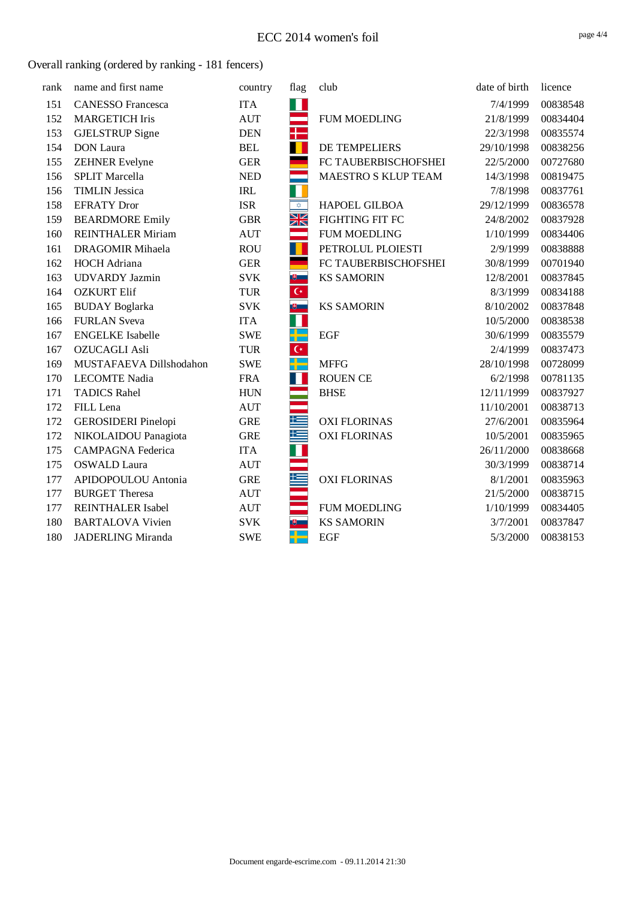# ECC 2014 women's foil

Overall ranking (ordered by ranking - 181 fencers)

| rank | name and first name | country | flag | club | date of birth | licence |
|---|---|---|---|---|---|---|
| 151 | CANESSO Francesca | ITA | | | 7/4/1999 | 00838548 |
| 152 | MARGETICH Iris | AUT | | FUM MOEDLING | 21/8/1999 | 00834404 |
| 153 | GJELSTRUP Signe | DEN | | | 22/3/1998 | 00835574 |
| 154 | DON Laura | BEL | | DE TEMPELIERS | 29/10/1998 | 00838256 |
| 155 | ZEHNER Evelyne | GER | | FC TAUBERBISCHOFSHEI | 22/5/2000 | 00727680 |
| 156 | SPLIT Marcella | NED | | MAESTRO S KLUP TEAM | 14/3/1998 | 00819475 |
| 156 | TIMLIN Jessica | IRL | | | 7/8/1998 | 00837761 |
| 158 | EFRATY Dror | ISR | | HAPOEL GILBOA | 29/12/1999 | 00836578 |
| 159 | BEARDMORE Emily | GBR | | FIGHTING FIT FC | 24/8/2002 | 00837928 |
| 160 | REINTHALER Miriam | AUT | | FUM MOEDLING | 1/10/1999 | 00834406 |
| 161 | DRAGOMIR Mihaela | ROU | | PETROLUL PLOIESTI | 2/9/1999 | 00838888 |
| 162 | HOCH Adriana | GER | | FC TAUBERBISCHOFSHEI | 30/8/1999 | 00701940 |
| 163 | UDVARDY Jazmin | SVK | | KS SAMORIN | 12/8/2001 | 00837845 |
| 164 | OZKURT Elif | TUR | | | 8/3/1999 | 00834188 |
| 165 | BUDAY Boglarka | SVK | | KS SAMORIN | 8/10/2002 | 00837848 |
| 166 | FURLAN Sveva | ITA | | | 10/5/2000 | 00838538 |
| 167 | ENGELKE Isabelle | SWE | | EGF | 30/6/1999 | 00835579 |
| 167 | OZUCAGLI Asli | TUR | | | 2/4/1999 | 00837473 |
| 169 | MUSTAFAEVA Dillshodahon | SWE | | MFFG | 28/10/1998 | 00728099 |
| 170 | LECOMTE Nadia | FRA | | ROUEN CE | 6/2/1998 | 00781135 |
| 171 | TADICS Rahel | HUN | | BHSE | 12/11/1999 | 00837927 |
| 172 | FILL Lena | AUT | | | 11/10/2001 | 00838713 |
| 172 | GEROSIDERI Pinelopi | GRE | | OXI FLORINAS | 27/6/2001 | 00835964 |
| 172 | NIKOLAIDOU Panagiota | GRE | | OXI FLORINAS | 10/5/2001 | 00835965 |
| 175 | CAMPAGNA Federica | ITA | | | 26/11/2000 | 00838668 |
| 175 | OSWALD Laura | AUT | | | 30/3/1999 | 00838714 |
| 177 | APIDOPOULOU Antonia | GRE | | OXI FLORINAS | 8/1/2001 | 00835963 |
| 177 | BURGET Theresa | AUT | | | 21/5/2000 | 00838715 |
| 177 | REINTHALER Isabel | AUT | | FUM MOEDLING | 1/10/1999 | 00834405 |
| 180 | BARTALOVA Vivien | SVK | | KS SAMORIN | 3/7/2001 | 00837847 |
| 180 | JADERLING Miranda | SWE | | EGF | 5/3/2000 | 00838153 |

Document engarde-escrime.com - 09.11.2014 21:30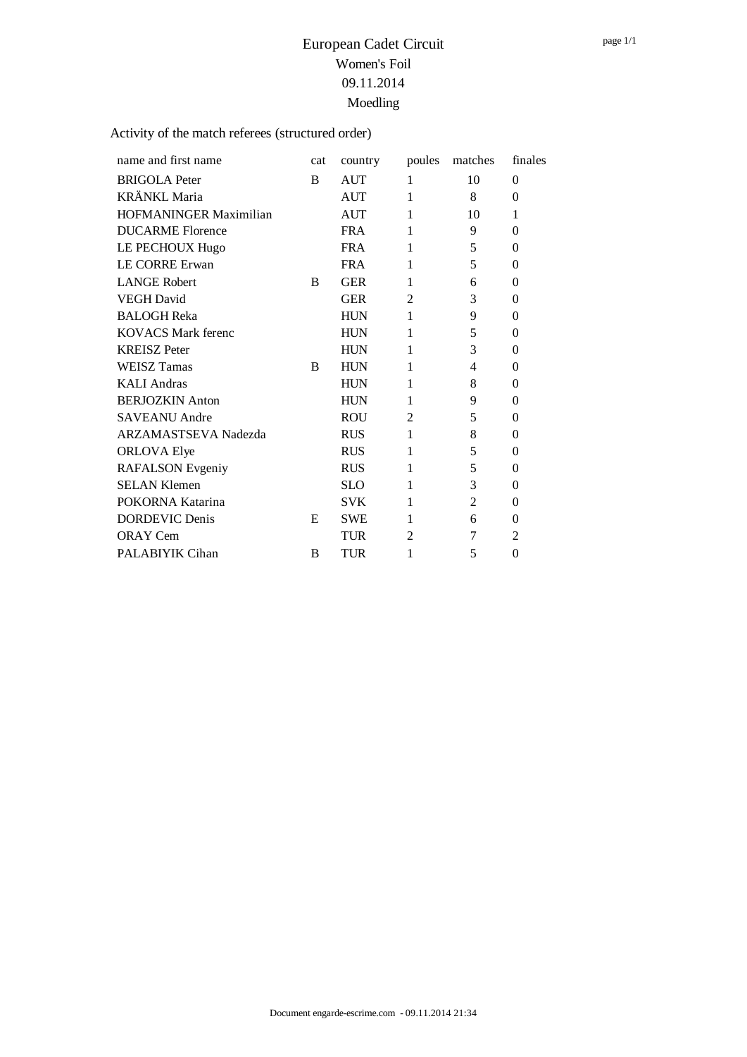# European Cadet Circuit
## Women's Foil
## 09.11.2014
## Moedling

Activity of the match referees (structured order)

| name and first name | cat | country | poules | matches | finales |
|---|---|---|---|---|---|
| BRIGOLA Peter | B | AUT | 1 | 10 | 0 |
| KRÄNKL Maria | | AUT | 1 | 8 | 0 |
| HOFMANINGER Maximilian | | AUT | 1 | 10 | 1 |
| DUCARME Florence | | FRA | 1 | 9 | 0 |
| LE PECHOUX Hugo | | FRA | 1 | 5 | 0 |
| LE CORRE Erwan | | FRA | 1 | 5 | 0 |
| LANGE Robert | B | GER | 1 | 6 | 0 |
| VEGH David | | GER | 2 | 3 | 0 |
| BALOGH Reka | | HUN | 1 | 9 | 0 |
| KOVACS Mark ferenc | | HUN | 1 | 5 | 0 |
| KREISZ Peter | | HUN | 1 | 3 | 0 |
| WEISZ Tamas | B | HUN | 1 | 4 | 0 |
| KALI Andras | | HUN | 1 | 8 | 0 |
| BERJOZKIN Anton | | HUN | 1 | 9 | 0 |
| SAVEANU Andre | | ROU | 2 | 5 | 0 |
| ARZAMASTSEVA Nadezda | | RUS | 1 | 8 | 0 |
| ORLOVA Elye | | RUS | 1 | 5 | 0 |
| RAFALSON Evgeniy | | RUS | 1 | 5 | 0 |
| SELAN Klemen | | SLO | 1 | 3 | 0 |
| POKORNA Katarina | | SVK | 1 | 2 | 0 |
| DORDEVIC Denis | E | SWE | 1 | 6 | 0 |
| ORAY Cem | | TUR | 2 | 7 | 2 |
| PALABIYIK Cihan | B | TUR | 1 | 5 | 0 |

Document engarde-escrime.com - 09.11.2014 21:34